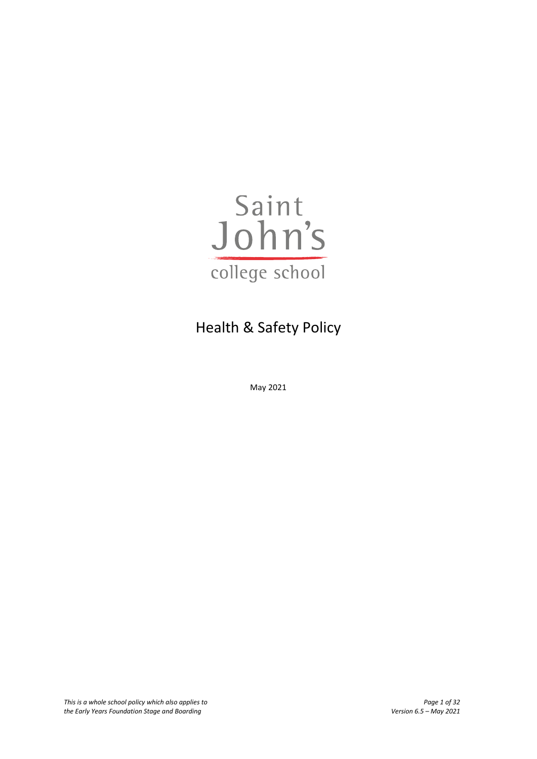Saint John's college school

# Health & Safety Policy

May 2021

*This is a whole school policy which also applies to the Early Years Foundation Stage and Boarding*

*Version 6.5 – May 2021*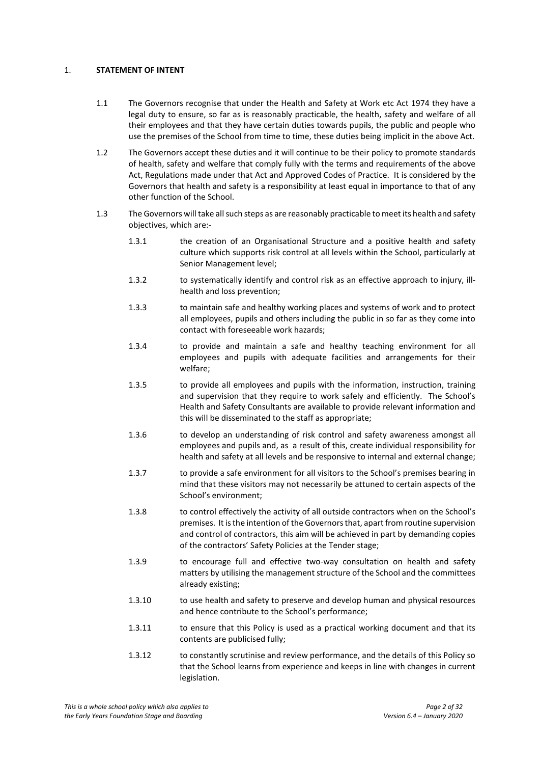## 1. STATEMENT OF INTENT

1.1 The Governors recognise that under the Health and Safety at Work etc Act 1974 they have a legal duty to ensure, so far as is reasonably practicable, the health, safety and welfare of all their employees and that they have certain duties towards pupils, the public and people who use the premises of the School from time to time, these duties being implicit in the above Act.

1.2 The Governors accept these duties and it will continue to be their policy to promote standards of health, safety and welfare that comply fully with the terms and requirements of the above Act, Regulations made under that Act and Approved Codes of Practice. It is considered by the Governors that health and safety is a responsibility at least equal in importance to that of any other function of the School.

1.3 The Governors will take all such steps as are reasonably practicable to meet its health and safety objectives, which are:-

1.3.1 the creation of an Organisational Structure and a positive health and safety culture which supports risk control at all levels within the School, particularly at Senior Management level;

1.3.2 to systematically identify and control risk as an effective approach to injury, ill-health and loss prevention;

1.3.3 to maintain safe and healthy working places and systems of work and to protect all employees, pupils and others including the public in so far as they come into contact with foreseeable work hazards;

1.3.4 to provide and maintain a safe and healthy teaching environment for all employees and pupils with adequate facilities and arrangements for their welfare;

1.3.5 to provide all employees and pupils with the information, instruction, training and supervision that they require to work safely and efficiently. The School's Health and Safety Consultants are available to provide relevant information and this will be disseminated to the staff as appropriate;

1.3.6 to develop an understanding of risk control and safety awareness amongst all employees and pupils and, as a result of this, create individual responsibility for health and safety at all levels and be responsive to internal and external change;

1.3.7 to provide a safe environment for all visitors to the School's premises bearing in mind that these visitors may not necessarily be attuned to certain aspects of the School's environment;

1.3.8 to control effectively the activity of all outside contractors when on the School's premises. It is the intention of the Governors that, apart from routine supervision and control of contractors, this aim will be achieved in part by demanding copies of the contractors' Safety Policies at the Tender stage;

1.3.9 to encourage full and effective two-way consultation on health and safety matters by utilising the management structure of the School and the committees already existing;

1.3.10 to use health and safety to preserve and develop human and physical resources and hence contribute to the School's performance;

1.3.11 to ensure that this Policy is used as a practical working document and that its contents are publicised fully;

1.3.12 to constantly scrutinise and review performance, and the details of this Policy so that the School learns from experience and keeps in line with changes in current legislation.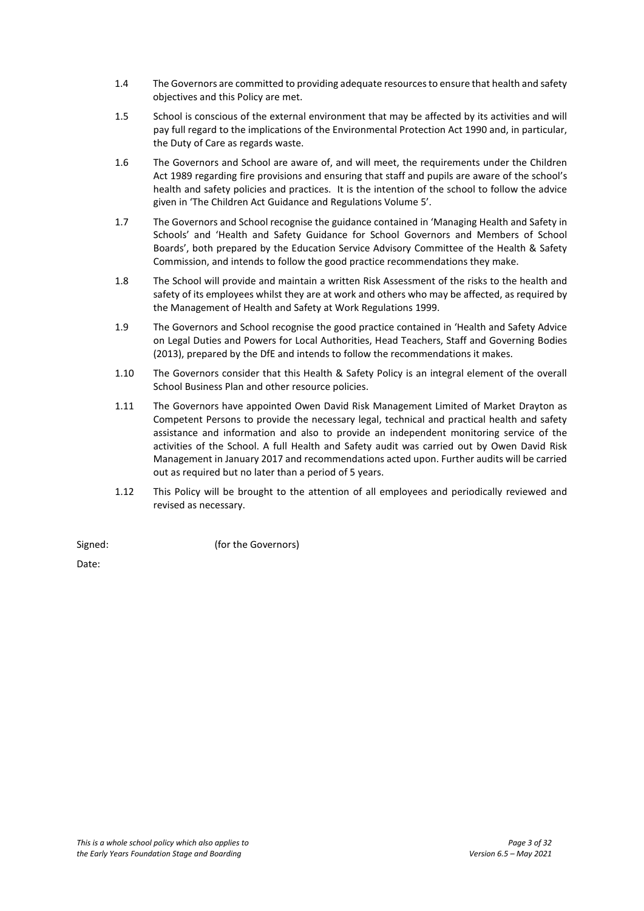1.4 The Governors are committed to providing adequate resources to ensure that health and safety objectives and this Policy are met.

1.5 School is conscious of the external environment that may be affected by its activities and will pay full regard to the implications of the Environmental Protection Act 1990 and, in particular, the Duty of Care as regards waste.

1.6 The Governors and School are aware of, and will meet, the requirements under the Children Act 1989 regarding fire provisions and ensuring that staff and pupils are aware of the school's health and safety policies and practices. It is the intention of the school to follow the advice given in 'The Children Act Guidance and Regulations Volume 5'.

1.7 The Governors and School recognise the guidance contained in 'Managing Health and Safety in Schools' and 'Health and Safety Guidance for School Governors and Members of School Boards', both prepared by the Education Service Advisory Committee of the Health & Safety Commission, and intends to follow the good practice recommendations they make.

1.8 The School will provide and maintain a written Risk Assessment of the risks to the health and safety of its employees whilst they are at work and others who may be affected, as required by the Management of Health and Safety at Work Regulations 1999.

1.9 The Governors and School recognise the good practice contained in 'Health and Safety Advice on Legal Duties and Powers for Local Authorities, Head Teachers, Staff and Governing Bodies (2013), prepared by the DfE and intends to follow the recommendations it makes.

1.10 The Governors consider that this Health & Safety Policy is an integral element of the overall School Business Plan and other resource policies.

1.11 The Governors have appointed Owen David Risk Management Limited of Market Drayton as Competent Persons to provide the necessary legal, technical and practical health and safety assistance and information and also to provide an independent monitoring service of the activities of the School. A full Health and Safety audit was carried out by Owen David Risk Management in January 2017 and recommendations acted upon. Further audits will be carried out as required but no later than a period of 5 years.

1.12 This Policy will be brought to the attention of all employees and periodically reviewed and revised as necessary.

Signed: (for the Governors)

Date:

*This is a whole school policy which also applies to the Early Years Foundation Stage and Boarding*

*Version 6.5 – May 2021*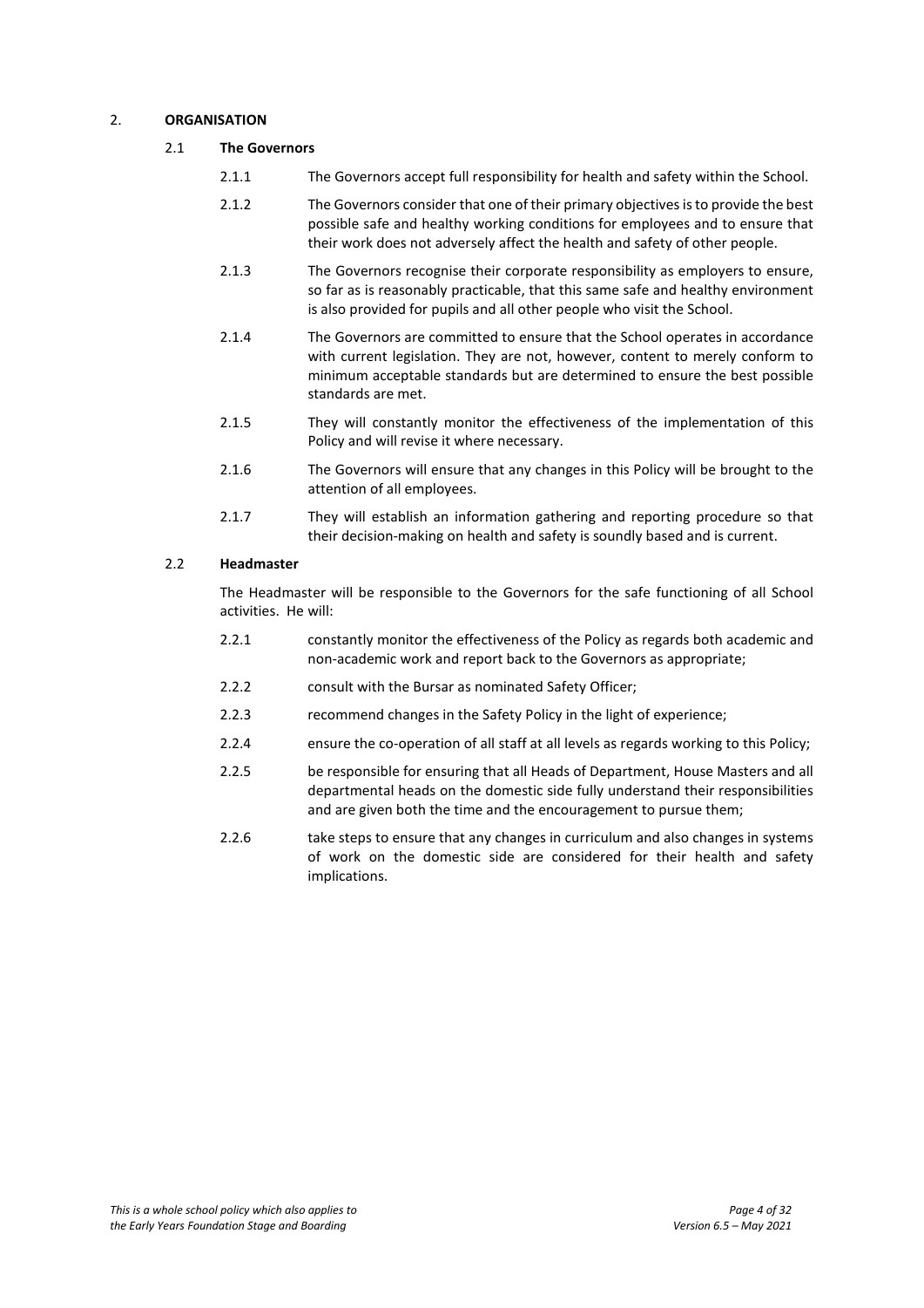## 2. **ORGANISATION**

### 2.1 **The Governors**

2.1.1 The Governors accept full responsibility for health and safety within the School.

2.1.2 The Governors consider that one of their primary objectives is to provide the best possible safe and healthy working conditions for employees and to ensure that their work does not adversely affect the health and safety of other people.

2.1.3 The Governors recognise their corporate responsibility as employers to ensure, so far as is reasonably practicable, that this same safe and healthy environment is also provided for pupils and all other people who visit the School.

2.1.4 The Governors are committed to ensure that the School operates in accordance with current legislation. They are not, however, content to merely conform to minimum acceptable standards but are determined to ensure the best possible standards are met.

2.1.5 They will constantly monitor the effectiveness of the implementation of this Policy and will revise it where necessary.

2.1.6 The Governors will ensure that any changes in this Policy will be brought to the attention of all employees.

2.1.7 They will establish an information gathering and reporting procedure so that their decision-making on health and safety is soundly based and is current.

### 2.2 **Headmaster**

The Headmaster will be responsible to the Governors for the safe functioning of all School activities. He will:

2.2.1 constantly monitor the effectiveness of the Policy as regards both academic and non-academic work and report back to the Governors as appropriate;

2.2.2 consult with the Bursar as nominated Safety Officer;

2.2.3 recommend changes in the Safety Policy in the light of experience;

2.2.4 ensure the co-operation of all staff at all levels as regards working to this Policy;

2.2.5 be responsible for ensuring that all Heads of Department, House Masters and all departmental heads on the domestic side fully understand their responsibilities and are given both the time and the encouragement to pursue them;

2.2.6 take steps to ensure that any changes in curriculum and also changes in systems of work on the domestic side are considered for their health and safety implications.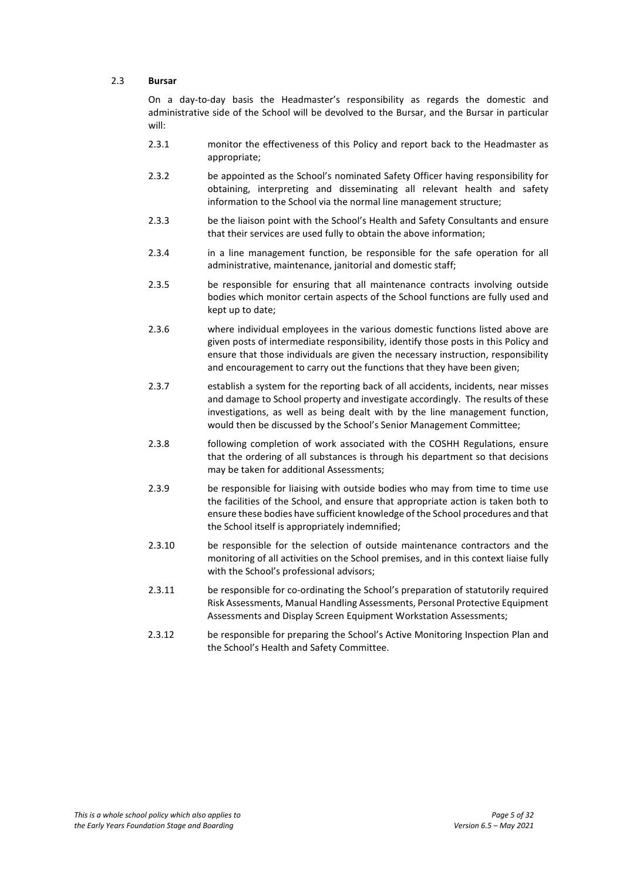### 2.3 **Bursar**

On a day-to-day basis the Headmaster's responsibility as regards the domestic and administrative side of the School will be devolved to the Bursar, and the Bursar in particular will:

2.3.1 monitor the effectiveness of this Policy and report back to the Headmaster as appropriate;

2.3.2 be appointed as the School's nominated Safety Officer having responsibility for obtaining, interpreting and disseminating all relevant health and safety information to the School via the normal line management structure;

2.3.3 be the liaison point with the School's Health and Safety Consultants and ensure that their services are used fully to obtain the above information;

2.3.4 in a line management function, be responsible for the safe operation for all administrative, maintenance, janitorial and domestic staff;

2.3.5 be responsible for ensuring that all maintenance contracts involving outside bodies which monitor certain aspects of the School functions are fully used and kept up to date;

2.3.6 where individual employees in the various domestic functions listed above are given posts of intermediate responsibility, identify those posts in this Policy and ensure that those individuals are given the necessary instruction, responsibility and encouragement to carry out the functions that they have been given;

2.3.7 establish a system for the reporting back of all accidents, incidents, near misses and damage to School property and investigate accordingly. The results of these investigations, as well as being dealt with by the line management function, would then be discussed by the School's Senior Management Committee;

2.3.8 following completion of work associated with the COSHH Regulations, ensure that the ordering of all substances is through his department so that decisions may be taken for additional Assessments;

2.3.9 be responsible for liaising with outside bodies who may from time to time use the facilities of the School, and ensure that appropriate action is taken both to ensure these bodies have sufficient knowledge of the School procedures and that the School itself is appropriately indemnified;

2.3.10 be responsible for the selection of outside maintenance contractors and the monitoring of all activities on the School premises, and in this context liaise fully with the School's professional advisors;

2.3.11 be responsible for co-ordinating the School's preparation of statutorily required Risk Assessments, Manual Handling Assessments, Personal Protective Equipment Assessments and Display Screen Equipment Workstation Assessments;

2.3.12 be responsible for preparing the School's Active Monitoring Inspection Plan and the School's Health and Safety Committee.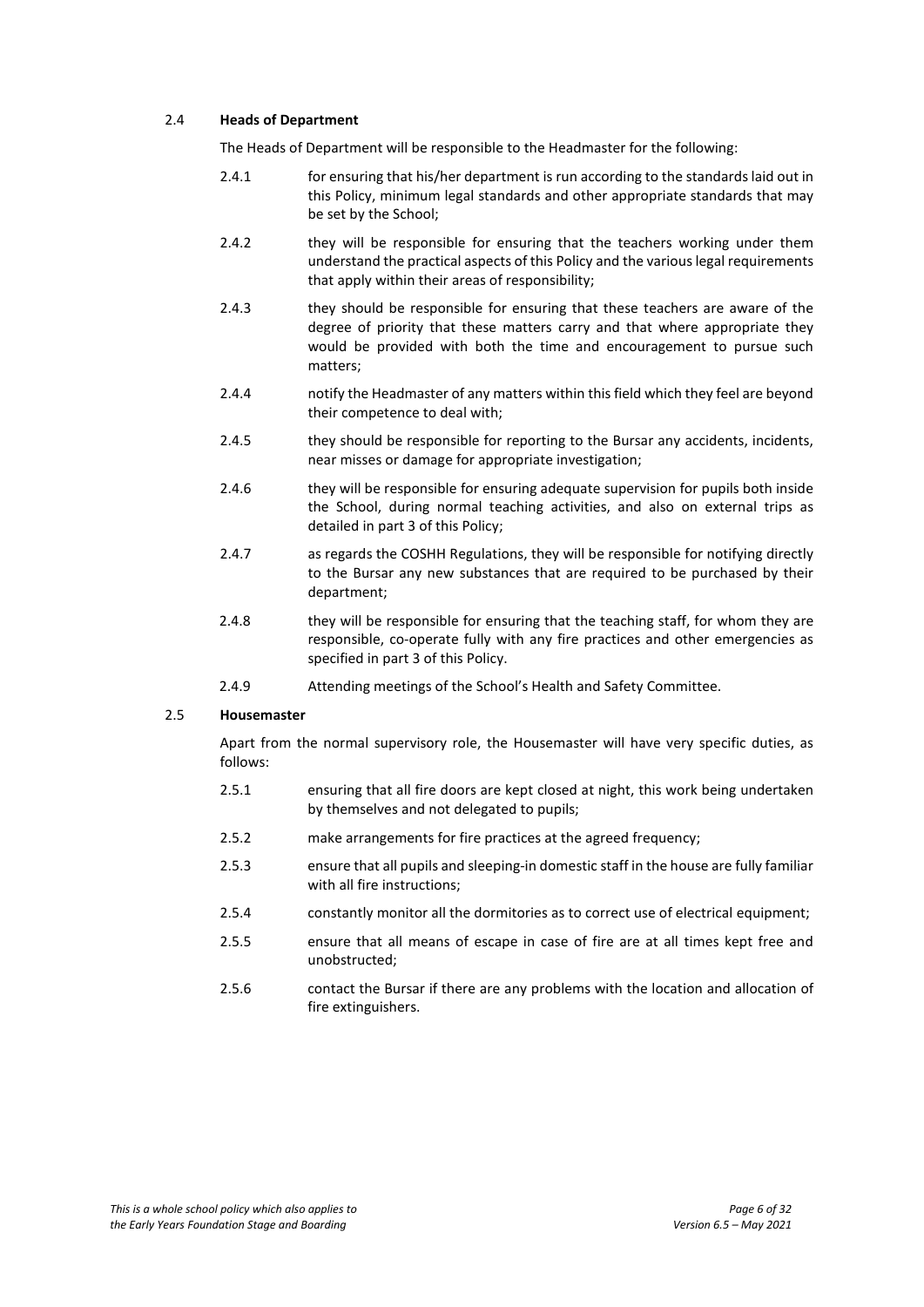### 2.4 **Heads of Department**

The Heads of Department will be responsible to the Headmaster for the following:

- 2.4.1 for ensuring that his/her department is run according to the standards laid out in this Policy, minimum legal standards and other appropriate standards that may be set by the School;
- 2.4.2 they will be responsible for ensuring that the teachers working under them understand the practical aspects of this Policy and the various legal requirements that apply within their areas of responsibility;
- 2.4.3 they should be responsible for ensuring that these teachers are aware of the degree of priority that these matters carry and that where appropriate they would be provided with both the time and encouragement to pursue such matters;
- 2.4.4 notify the Headmaster of any matters within this field which they feel are beyond their competence to deal with;
- 2.4.5 they should be responsible for reporting to the Bursar any accidents, incidents, near misses or damage for appropriate investigation;
- 2.4.6 they will be responsible for ensuring adequate supervision for pupils both inside the School, during normal teaching activities, and also on external trips as detailed in part 3 of this Policy;
- 2.4.7 as regards the COSHH Regulations, they will be responsible for notifying directly to the Bursar any new substances that are required to be purchased by their department;
- 2.4.8 they will be responsible for ensuring that the teaching staff, for whom they are responsible, co-operate fully with any fire practices and other emergencies as specified in part 3 of this Policy.
- 2.4.9 Attending meetings of the School's Health and Safety Committee.

### 2.5 **Housemaster**

Apart from the normal supervisory role, the Housemaster will have very specific duties, as follows:

- 2.5.1 ensuring that all fire doors are kept closed at night, this work being undertaken by themselves and not delegated to pupils;
- 2.5.2 make arrangements for fire practices at the agreed frequency;
- 2.5.3 ensure that all pupils and sleeping-in domestic staff in the house are fully familiar with all fire instructions;
- 2.5.4 constantly monitor all the dormitories as to correct use of electrical equipment;
- 2.5.5 ensure that all means of escape in case of fire are at all times kept free and unobstructed;
- 2.5.6 contact the Bursar if there are any problems with the location and allocation of fire extinguishers.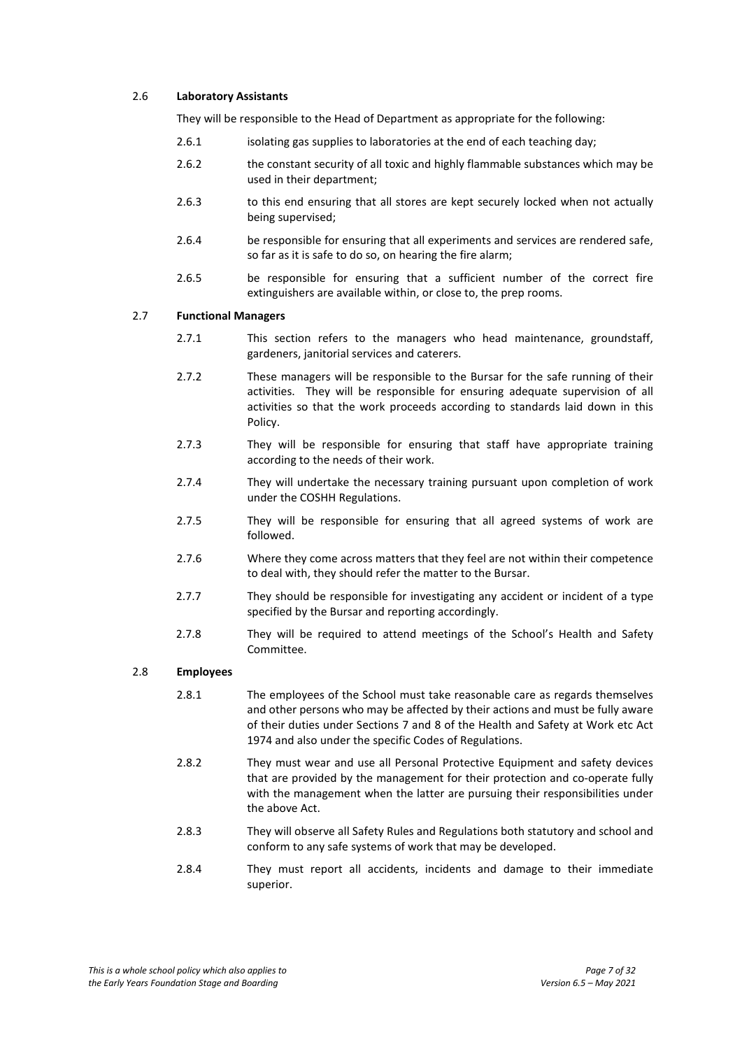## 2.6 **Laboratory Assistants**

They will be responsible to the Head of Department as appropriate for the following:

2.6.1 isolating gas supplies to laboratories at the end of each teaching day;

2.6.2 the constant security of all toxic and highly flammable substances which may be used in their department;

2.6.3 to this end ensuring that all stores are kept securely locked when not actually being supervised;

2.6.4 be responsible for ensuring that all experiments and services are rendered safe, so far as it is safe to do so, on hearing the fire alarm;

2.6.5 be responsible for ensuring that a sufficient number of the correct fire extinguishers are available within, or close to, the prep rooms.

## 2.7 **Functional Managers**

2.7.1 This section refers to the managers who head maintenance, groundstaff, gardeners, janitorial services and caterers.

2.7.2 These managers will be responsible to the Bursar for the safe running of their activities. They will be responsible for ensuring adequate supervision of all activities so that the work proceeds according to standards laid down in this Policy.

2.7.3 They will be responsible for ensuring that staff have appropriate training according to the needs of their work.

2.7.4 They will undertake the necessary training pursuant upon completion of work under the COSHH Regulations.

2.7.5 They will be responsible for ensuring that all agreed systems of work are followed.

2.7.6 Where they come across matters that they feel are not within their competence to deal with, they should refer the matter to the Bursar.

2.7.7 They should be responsible for investigating any accident or incident of a type specified by the Bursar and reporting accordingly.

2.7.8 They will be required to attend meetings of the School's Health and Safety Committee.

## 2.8 **Employees**

2.8.1 The employees of the School must take reasonable care as regards themselves and other persons who may be affected by their actions and must be fully aware of their duties under Sections 7 and 8 of the Health and Safety at Work etc Act 1974 and also under the specific Codes of Regulations.

2.8.2 They must wear and use all Personal Protective Equipment and safety devices that are provided by the management for their protection and co-operate fully with the management when the latter are pursuing their responsibilities under the above Act.

2.8.3 They will observe all Safety Rules and Regulations both statutory and school and conform to any safe systems of work that may be developed.

2.8.4 They must report all accidents, incidents and damage to their immediate superior.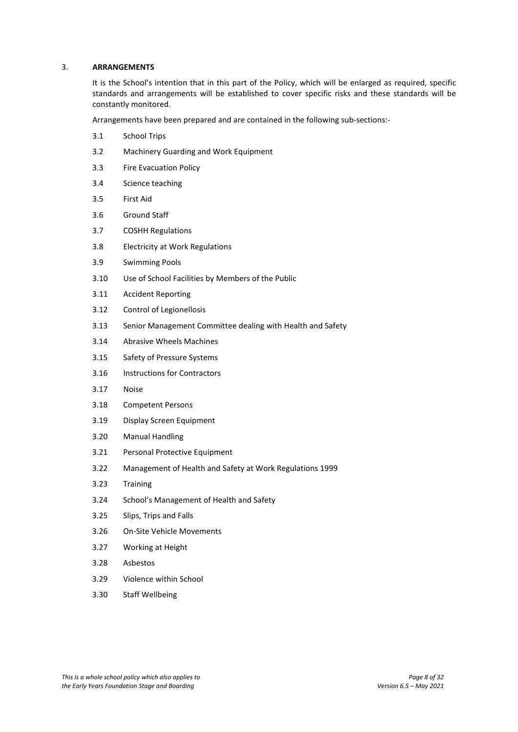## 3. ARRANGEMENTS

It is the School's intention that in this part of the Policy, which will be enlarged as required, specific standards and arrangements will be established to cover specific risks and these standards will be constantly monitored.

Arrangements have been prepared and are contained in the following sub-sections:-

- 3.1 School Trips
- 3.2 Machinery Guarding and Work Equipment
- 3.3 Fire Evacuation Policy
- 3.4 Science teaching
- 3.5 First Aid
- 3.6 Ground Staff
- 3.7 COSHH Regulations
- 3.8 Electricity at Work Regulations
- 3.9 Swimming Pools
- 3.10 Use of School Facilities by Members of the Public
- 3.11 Accident Reporting
- 3.12 Control of Legionellosis
- 3.13 Senior Management Committee dealing with Health and Safety
- 3.14 Abrasive Wheels Machines
- 3.15 Safety of Pressure Systems
- 3.16 Instructions for Contractors
- 3.17 Noise
- 3.18 Competent Persons
- 3.19 Display Screen Equipment
- 3.20 Manual Handling
- 3.21 Personal Protective Equipment
- 3.22 Management of Health and Safety at Work Regulations 1999
- 3.23 Training
- 3.24 School's Management of Health and Safety
- 3.25 Slips, Trips and Falls
- 3.26 On-Site Vehicle Movements
- 3.27 Working at Height
- 3.28 Asbestos
- 3.29 Violence within School
- 3.30 Staff Wellbeing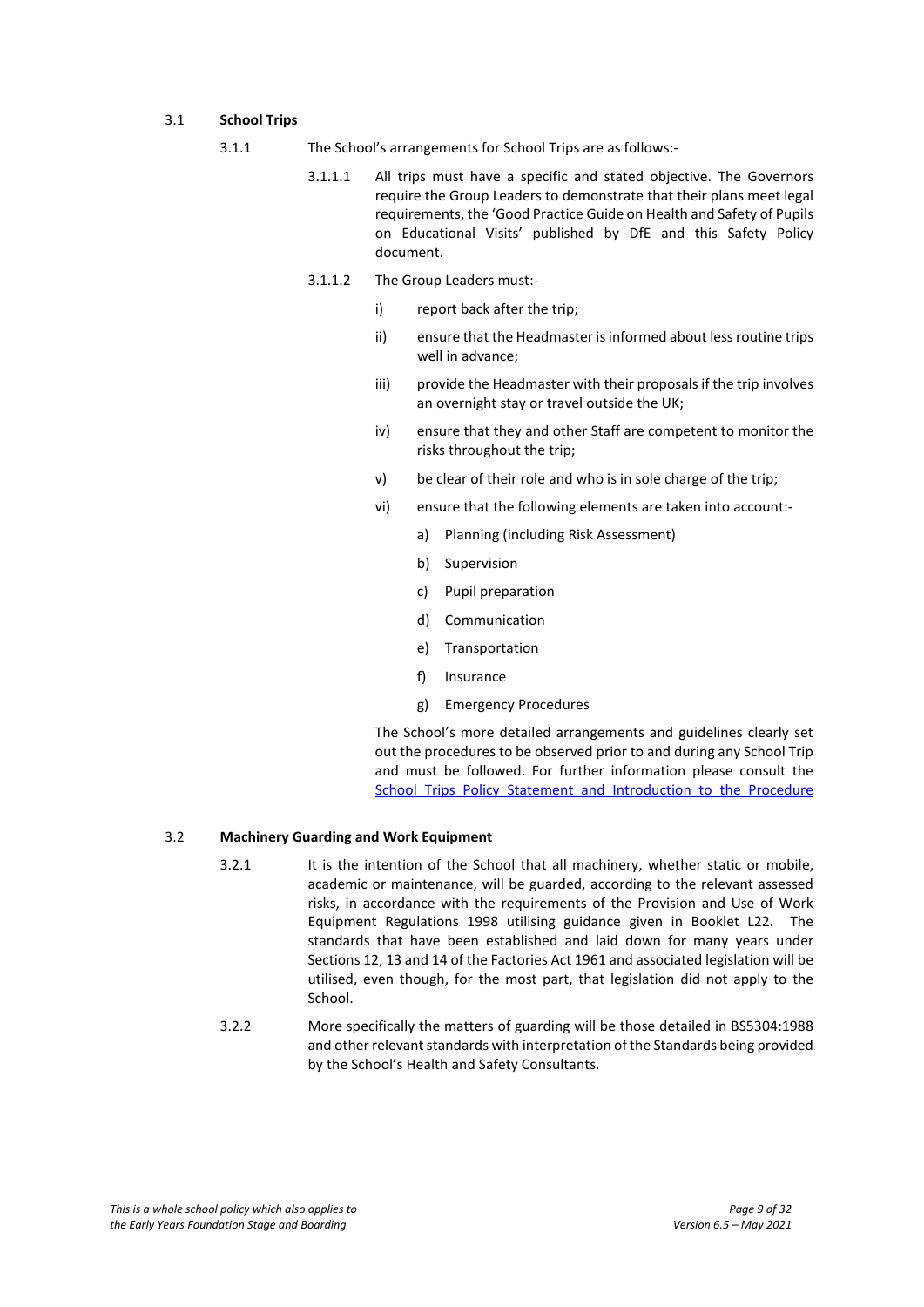### 3.1 School Trips

3.1.1 The School's arrangements for School Trips are as follows:-

3.1.1.1 All trips must have a specific and stated objective. The Governors require the Group Leaders to demonstrate that their plans meet legal requirements, the 'Good Practice Guide on Health and Safety of Pupils on Educational Visits' published by DfE and this Safety Policy document.

3.1.1.2 The Group Leaders must:-

i) report back after the trip;

ii) ensure that the Headmaster is informed about less routine trips well in advance;

iii) provide the Headmaster with their proposals if the trip involves an overnight stay or travel outside the UK;

iv) ensure that they and other Staff are competent to monitor the risks throughout the trip;

v) be clear of their role and who is in sole charge of the trip;

vi) ensure that the following elements are taken into account:-

a) Planning (including Risk Assessment)

b) Supervision

c) Pupil preparation

d) Communication

e) Transportation

f) Insurance

g) Emergency Procedures

The School's more detailed arrangements and guidelines clearly set out the procedures to be observed prior to and during any School Trip and must be followed. For further information please consult the School Trips Policy Statement and Introduction to the Procedure

### 3.2 Machinery Guarding and Work Equipment

3.2.1 It is the intention of the School that all machinery, whether static or mobile, academic or maintenance, will be guarded, according to the relevant assessed risks, in accordance with the requirements of the Provision and Use of Work Equipment Regulations 1998 utilising guidance given in Booklet L22. The standards that have been established and laid down for many years under Sections 12, 13 and 14 of the Factories Act 1961 and associated legislation will be utilised, even though, for the most part, that legislation did not apply to the School.

3.2.2 More specifically the matters of guarding will be those detailed in BS5304:1988 and other relevant standards with interpretation of the Standards being provided by the School's Health and Safety Consultants.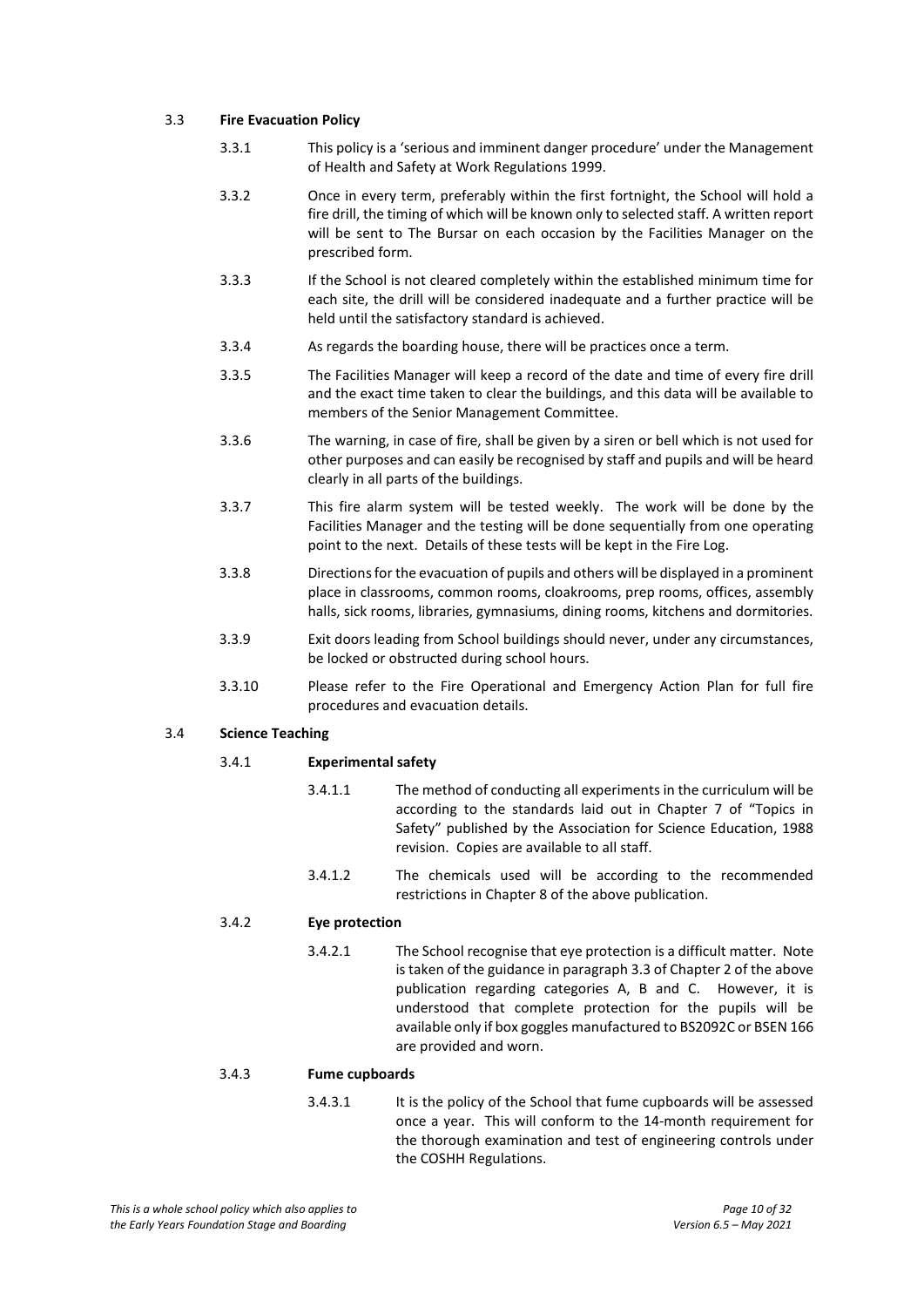### 3.3 Fire Evacuation Policy

3.3.1 This policy is a 'serious and imminent danger procedure' under the Management of Health and Safety at Work Regulations 1999.

3.3.2 Once in every term, preferably within the first fortnight, the School will hold a fire drill, the timing of which will be known only to selected staff. A written report will be sent to The Bursar on each occasion by the Facilities Manager on the prescribed form.

3.3.3 If the School is not cleared completely within the established minimum time for each site, the drill will be considered inadequate and a further practice will be held until the satisfactory standard is achieved.

3.3.4 As regards the boarding house, there will be practices once a term.

3.3.5 The Facilities Manager will keep a record of the date and time of every fire drill and the exact time taken to clear the buildings, and this data will be available to members of the Senior Management Committee.

3.3.6 The warning, in case of fire, shall be given by a siren or bell which is not used for other purposes and can easily be recognised by staff and pupils and will be heard clearly in all parts of the buildings.

3.3.7 This fire alarm system will be tested weekly. The work will be done by the Facilities Manager and the testing will be done sequentially from one operating point to the next. Details of these tests will be kept in the Fire Log.

3.3.8 Directions for the evacuation of pupils and others will be displayed in a prominent place in classrooms, common rooms, cloakrooms, prep rooms, offices, assembly halls, sick rooms, libraries, gymnasiums, dining rooms, kitchens and dormitories.

3.3.9 Exit doors leading from School buildings should never, under any circumstances, be locked or obstructed during school hours.

3.3.10 Please refer to the Fire Operational and Emergency Action Plan for full fire procedures and evacuation details.

### 3.4 Science Teaching

#### 3.4.1 Experimental safety

3.4.1.1 The method of conducting all experiments in the curriculum will be according to the standards laid out in Chapter 7 of "Topics in Safety" published by the Association for Science Education, 1988 revision. Copies are available to all staff.

3.4.1.2 The chemicals used will be according to the recommended restrictions in Chapter 8 of the above publication.

#### 3.4.2 Eye protection

3.4.2.1 The School recognise that eye protection is a difficult matter. Note is taken of the guidance in paragraph 3.3 of Chapter 2 of the above publication regarding categories A, B and C. However, it is understood that complete protection for the pupils will be available only if box goggles manufactured to BS2092C or BSEN 166 are provided and worn.

#### 3.4.3 Fume cupboards

3.4.3.1 It is the policy of the School that fume cupboards will be assessed once a year. This will conform to the 14-month requirement for the thorough examination and test of engineering controls under the COSHH Regulations.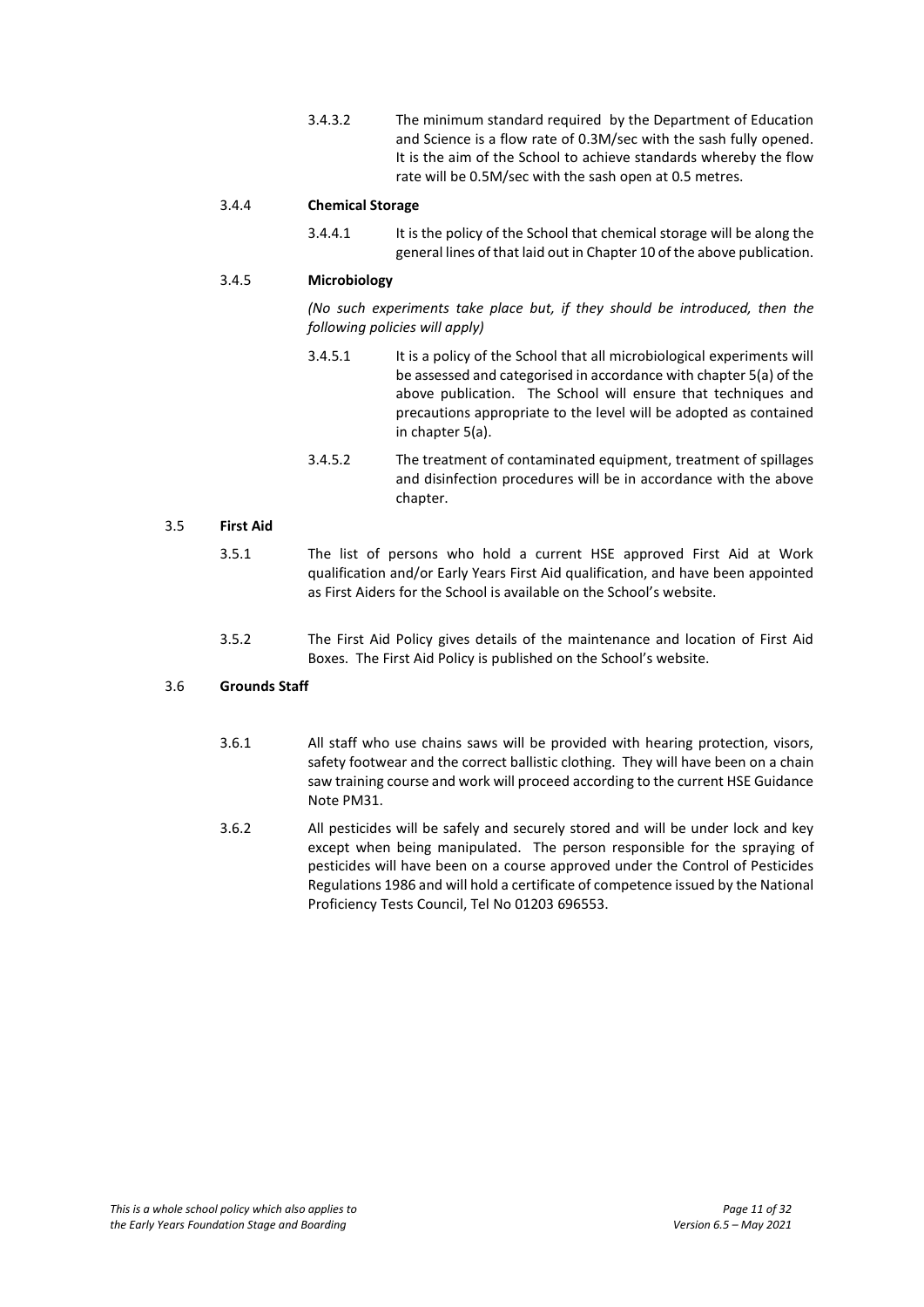3.4.3.2 The minimum standard required by the Department of Education and Science is a flow rate of 0.3M/sec with the sash fully opened. It is the aim of the School to achieve standards whereby the flow rate will be 0.5M/sec with the sash open at 0.5 metres.

### 3.4.4 Chemical Storage

3.4.4.1 It is the policy of the School that chemical storage will be along the general lines of that laid out in Chapter 10 of the above publication.

### 3.4.5 Microbiology

*(No such experiments take place but, if they should be introduced, then the following policies will apply)*

3.4.5.1 It is a policy of the School that all microbiological experiments will be assessed and categorised in accordance with chapter 5(a) of the above publication. The School will ensure that techniques and precautions appropriate to the level will be adopted as contained in chapter 5(a).

3.4.5.2 The treatment of contaminated equipment, treatment of spillages and disinfection procedures will be in accordance with the above chapter.

## 3.5 First Aid

3.5.1 The list of persons who hold a current HSE approved First Aid at Work qualification and/or Early Years First Aid qualification, and have been appointed as First Aiders for the School is available on the School's website.

3.5.2 The First Aid Policy gives details of the maintenance and location of First Aid Boxes. The First Aid Policy is published on the School's website.

## 3.6 Grounds Staff

3.6.1 All staff who use chains saws will be provided with hearing protection, visors, safety footwear and the correct ballistic clothing. They will have been on a chain saw training course and work will proceed according to the current HSE Guidance Note PM31.

3.6.2 All pesticides will be safely and securely stored and will be under lock and key except when being manipulated. The person responsible for the spraying of pesticides will have been on a course approved under the Control of Pesticides Regulations 1986 and will hold a certificate of competence issued by the National Proficiency Tests Council, Tel No 01203 696553.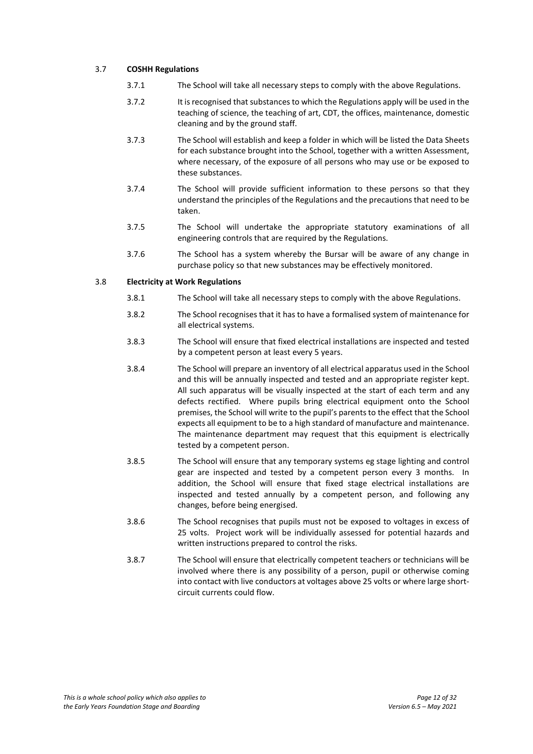### 3.7 COSHH Regulations

3.7.1 The School will take all necessary steps to comply with the above Regulations.

3.7.2 It is recognised that substances to which the Regulations apply will be used in the teaching of science, the teaching of art, CDT, the offices, maintenance, domestic cleaning and by the ground staff.

3.7.3 The School will establish and keep a folder in which will be listed the Data Sheets for each substance brought into the School, together with a written Assessment, where necessary, of the exposure of all persons who may use or be exposed to these substances.

3.7.4 The School will provide sufficient information to these persons so that they understand the principles of the Regulations and the precautions that need to be taken.

3.7.5 The School will undertake the appropriate statutory examinations of all engineering controls that are required by the Regulations.

3.7.6 The School has a system whereby the Bursar will be aware of any change in purchase policy so that new substances may be effectively monitored.

### 3.8 Electricity at Work Regulations

3.8.1 The School will take all necessary steps to comply with the above Regulations.

3.8.2 The School recognises that it has to have a formalised system of maintenance for all electrical systems.

3.8.3 The School will ensure that fixed electrical installations are inspected and tested by a competent person at least every 5 years.

3.8.4 The School will prepare an inventory of all electrical apparatus used in the School and this will be annually inspected and tested and an appropriate register kept. All such apparatus will be visually inspected at the start of each term and any defects rectified. Where pupils bring electrical equipment onto the School premises, the School will write to the pupil's parents to the effect that the School expects all equipment to be to a high standard of manufacture and maintenance. The maintenance department may request that this equipment is electrically tested by a competent person.

3.8.5 The School will ensure that any temporary systems eg stage lighting and control gear are inspected and tested by a competent person every 3 months. In addition, the School will ensure that fixed stage electrical installations are inspected and tested annually by a competent person, and following any changes, before being energised.

3.8.6 The School recognises that pupils must not be exposed to voltages in excess of 25 volts. Project work will be individually assessed for potential hazards and written instructions prepared to control the risks.

3.8.7 The School will ensure that electrically competent teachers or technicians will be involved where there is any possibility of a person, pupil or otherwise coming into contact with live conductors at voltages above 25 volts or where large short-circuit currents could flow.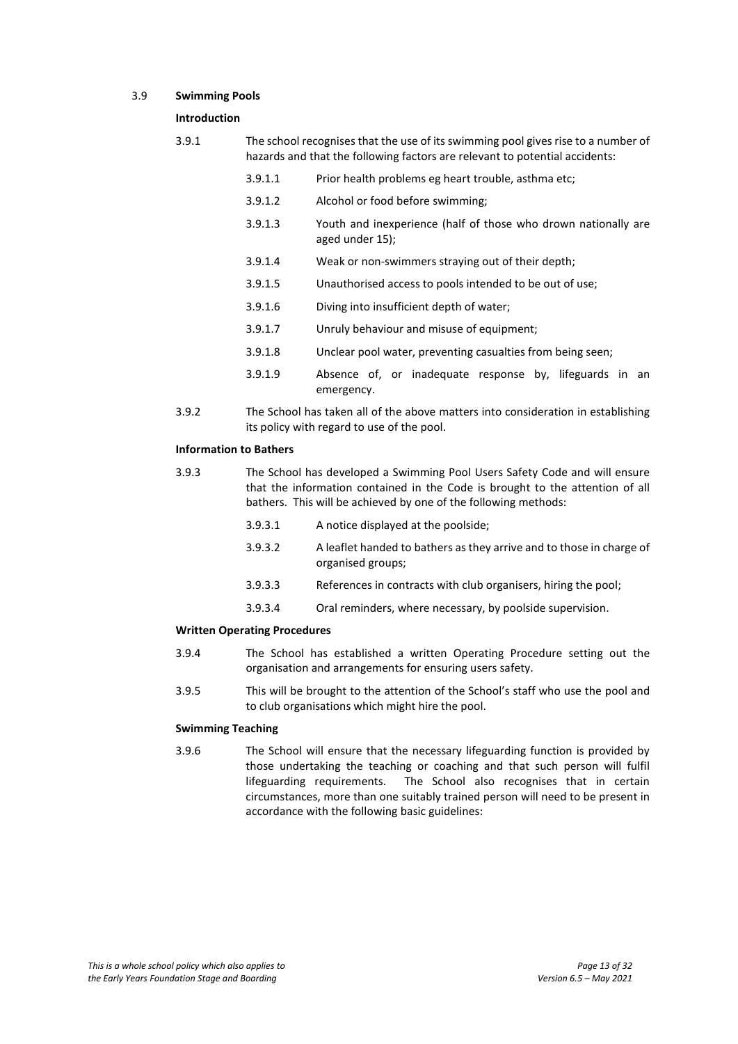### 3.9 Swimming Pools

**Introduction**

3.9.1 The school recognises that the use of its swimming pool gives rise to a number of hazards and that the following factors are relevant to potential accidents:

- 3.9.1.1 Prior health problems eg heart trouble, asthma etc;
- 3.9.1.2 Alcohol or food before swimming;
- 3.9.1.3 Youth and inexperience (half of those who drown nationally are aged under 15);
- 3.9.1.4 Weak or non-swimmers straying out of their depth;
- 3.9.1.5 Unauthorised access to pools intended to be out of use;
- 3.9.1.6 Diving into insufficient depth of water;
- 3.9.1.7 Unruly behaviour and misuse of equipment;
- 3.9.1.8 Unclear pool water, preventing casualties from being seen;
- 3.9.1.9 Absence of, or inadequate response by, lifeguards in an emergency.

3.9.2 The School has taken all of the above matters into consideration in establishing its policy with regard to use of the pool.

**Information to Bathers**

3.9.3 The School has developed a Swimming Pool Users Safety Code and will ensure that the information contained in the Code is brought to the attention of all bathers. This will be achieved by one of the following methods:

- 3.9.3.1 A notice displayed at the poolside;
- 3.9.3.2 A leaflet handed to bathers as they arrive and to those in charge of organised groups;
- 3.9.3.3 References in contracts with club organisers, hiring the pool;
- 3.9.3.4 Oral reminders, where necessary, by poolside supervision.

**Written Operating Procedures**

3.9.4 The School has established a written Operating Procedure setting out the organisation and arrangements for ensuring users safety.

3.9.5 This will be brought to the attention of the School's staff who use the pool and to club organisations which might hire the pool.

**Swimming Teaching**

3.9.6 The School will ensure that the necessary lifeguarding function is provided by those undertaking the teaching or coaching and that such person will fulfil lifeguarding requirements. The School also recognises that in certain circumstances, more than one suitably trained person will need to be present in accordance with the following basic guidelines: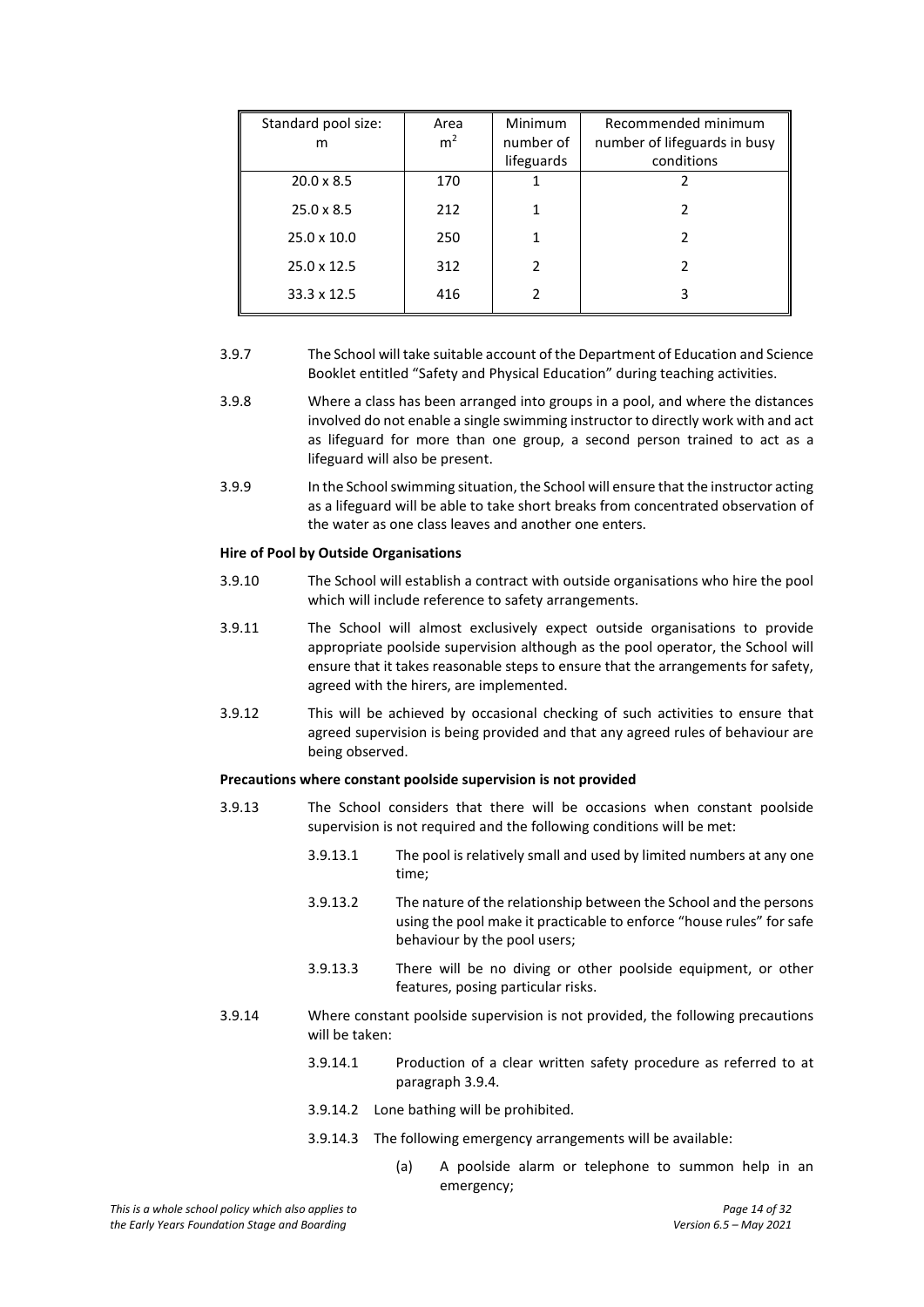| Standard pool size: m | Area $m^2$ | Minimum number of lifeguards | Recommended minimum number of lifeguards in busy conditions |
|---|---|---|---|
| 20.0 x 8.5 | 170 | 1 | 2 |
| 25.0 x 8.5 | 212 | 1 | 2 |
| 25.0 x 10.0 | 250 | 1 | 2 |
| 25.0 x 12.5 | 312 | 2 | 2 |
| 33.3 x 12.5 | 416 | 2 | 3 |

3.9.7 The School will take suitable account of the Department of Education and Science Booklet entitled "Safety and Physical Education" during teaching activities.

3.9.8 Where a class has been arranged into groups in a pool, and where the distances involved do not enable a single swimming instructor to directly work with and act as lifeguard for more than one group, a second person trained to act as a lifeguard will also be present.

3.9.9 In the School swimming situation, the School will ensure that the instructor acting as a lifeguard will be able to take short breaks from concentrated observation of the water as one class leaves and another one enters.

**Hire of Pool by Outside Organisations**

3.9.10 The School will establish a contract with outside organisations who hire the pool which will include reference to safety arrangements.

3.9.11 The School will almost exclusively expect outside organisations to provide appropriate poolside supervision although as the pool operator, the School will ensure that it takes reasonable steps to ensure that the arrangements for safety, agreed with the hirers, are implemented.

3.9.12 This will be achieved by occasional checking of such activities to ensure that agreed supervision is being provided and that any agreed rules of behaviour are being observed.

**Precautions where constant poolside supervision is not provided**

3.9.13 The School considers that there will be occasions when constant poolside supervision is not required and the following conditions will be met:

- 3.9.13.1 The pool is relatively small and used by limited numbers at any one time;
- 3.9.13.2 The nature of the relationship between the School and the persons using the pool make it practicable to enforce "house rules" for safe behaviour by the pool users;
- 3.9.13.3 There will be no diving or other poolside equipment, or other features, posing particular risks.

3.9.14 Where constant poolside supervision is not provided, the following precautions will be taken:

- 3.9.14.1 Production of a clear written safety procedure as referred to at paragraph 3.9.4.
- 3.9.14.2 Lone bathing will be prohibited.
- 3.9.14.3 The following emergency arrangements will be available:
  - (a) A poolside alarm or telephone to summon help in an emergency;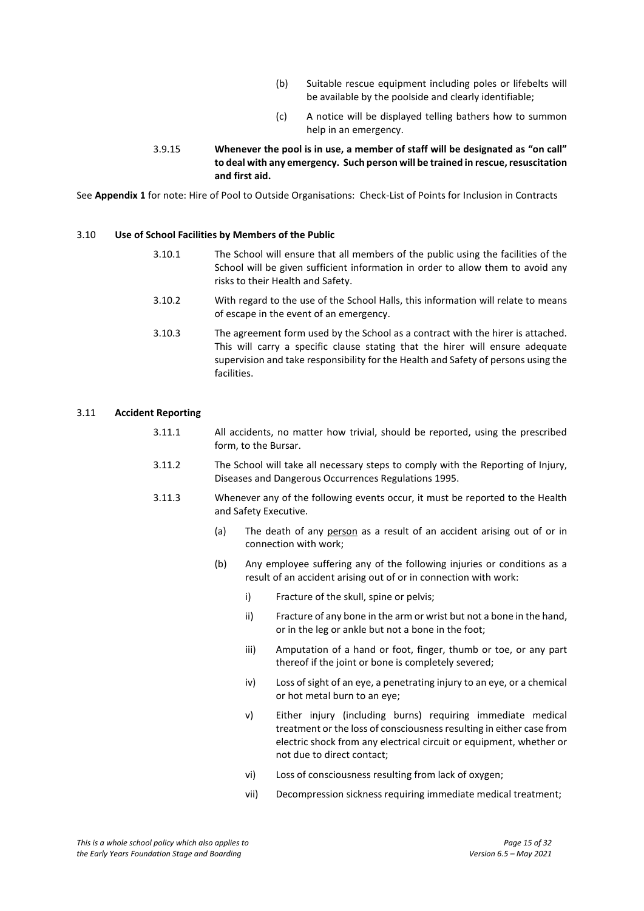(b) Suitable rescue equipment including poles or lifebelts will be available by the poolside and clearly identifiable;

(c) A notice will be displayed telling bathers how to summon help in an emergency.

3.9.15 **Whenever the pool is in use, a member of staff will be designated as "on call" to deal with any emergency. Such person will be trained in rescue, resuscitation and first aid.**

See **Appendix 1** for note: Hire of Pool to Outside Organisations: Check-List of Points for Inclusion in Contracts

### 3.10 Use of School Facilities by Members of the Public

3.10.1 The School will ensure that all members of the public using the facilities of the School will be given sufficient information in order to allow them to avoid any risks to their Health and Safety.

3.10.2 With regard to the use of the School Halls, this information will relate to means of escape in the event of an emergency.

3.10.3 The agreement form used by the School as a contract with the hirer is attached. This will carry a specific clause stating that the hirer will ensure adequate supervision and take responsibility for the Health and Safety of persons using the facilities.

### 3.11 Accident Reporting

3.11.1 All accidents, no matter how trivial, should be reported, using the prescribed form, to the Bursar.

3.11.2 The School will take all necessary steps to comply with the Reporting of Injury, Diseases and Dangerous Occurrences Regulations 1995.

3.11.3 Whenever any of the following events occur, it must be reported to the Health and Safety Executive.

(a) The death of any <u>person</u> as a result of an accident arising out of or in connection with work;

(b) Any employee suffering any of the following injuries or conditions as a result of an accident arising out of or in connection with work:

i) Fracture of the skull, spine or pelvis;

ii) Fracture of any bone in the arm or wrist but not a bone in the hand, or in the leg or ankle but not a bone in the foot;

iii) Amputation of a hand or foot, finger, thumb or toe, or any part thereof if the joint or bone is completely severed;

iv) Loss of sight of an eye, a penetrating injury to an eye, or a chemical or hot metal burn to an eye;

v) Either injury (including burns) requiring immediate medical treatment or the loss of consciousness resulting in either case from electric shock from any electrical circuit or equipment, whether or not due to direct contact;

vi) Loss of consciousness resulting from lack of oxygen;

vii) Decompression sickness requiring immediate medical treatment;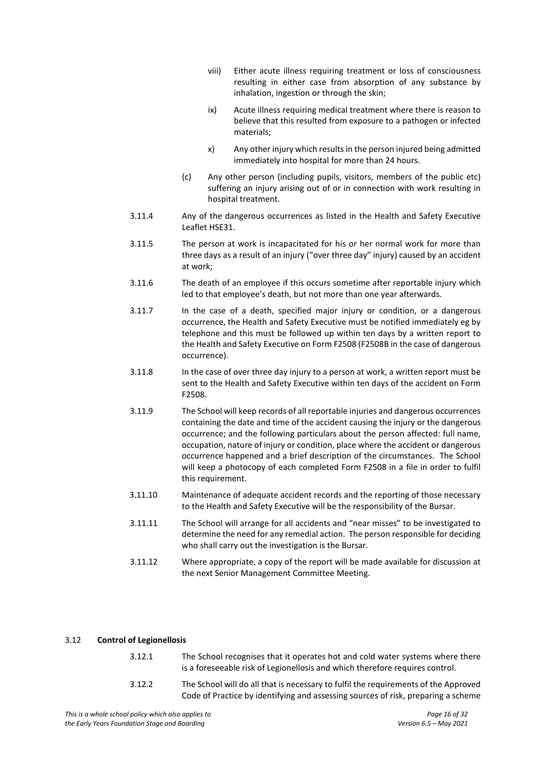viii) Either acute illness requiring treatment or loss of consciousness resulting in either case from absorption of any substance by inhalation, ingestion or through the skin;

ix) Acute illness requiring medical treatment where there is reason to believe that this resulted from exposure to a pathogen or infected materials;

x) Any other injury which results in the person injured being admitted immediately into hospital for more than 24 hours.

(c) Any other person (including pupils, visitors, members of the public etc) suffering an injury arising out of or in connection with work resulting in hospital treatment.

3.11.4 Any of the dangerous occurrences as listed in the Health and Safety Executive Leaflet HSE31.

3.11.5 The person at work is incapacitated for his or her normal work for more than three days as a result of an injury ("over three day" injury) caused by an accident at work;

3.11.6 The death of an employee if this occurs sometime after reportable injury which led to that employee's death, but not more than one year afterwards.

3.11.7 In the case of a death, specified major injury or condition, or a dangerous occurrence, the Health and Safety Executive must be notified immediately eg by telephone and this must be followed up within ten days by a written report to the Health and Safety Executive on Form F2508 (F2508B in the case of dangerous occurrence).

3.11.8 In the case of over three day injury to a person at work, a written report must be sent to the Health and Safety Executive within ten days of the accident on Form F2508.

3.11.9 The School will keep records of all reportable injuries and dangerous occurrences containing the date and time of the accident causing the injury or the dangerous occurrence; and the following particulars about the person affected: full name, occupation, nature of injury or condition, place where the accident or dangerous occurrence happened and a brief description of the circumstances. The School will keep a photocopy of each completed Form F2508 in a file in order to fulfil this requirement.

3.11.10 Maintenance of adequate accident records and the reporting of those necessary to the Health and Safety Executive will be the responsibility of the Bursar.

3.11.11 The School will arrange for all accidents and "near misses" to be investigated to determine the need for any remedial action. The person responsible for deciding who shall carry out the investigation is the Bursar.

3.11.12 Where appropriate, a copy of the report will be made available for discussion at the next Senior Management Committee Meeting.

### 3.12 **Control of Legionellosis**

3.12.1 The School recognises that it operates hot and cold water systems where there is a foreseeable risk of Legionellosis and which therefore requires control.

3.12.2 The School will do all that is necessary to fulfil the requirements of the Approved Code of Practice by identifying and assessing sources of risk, preparing a scheme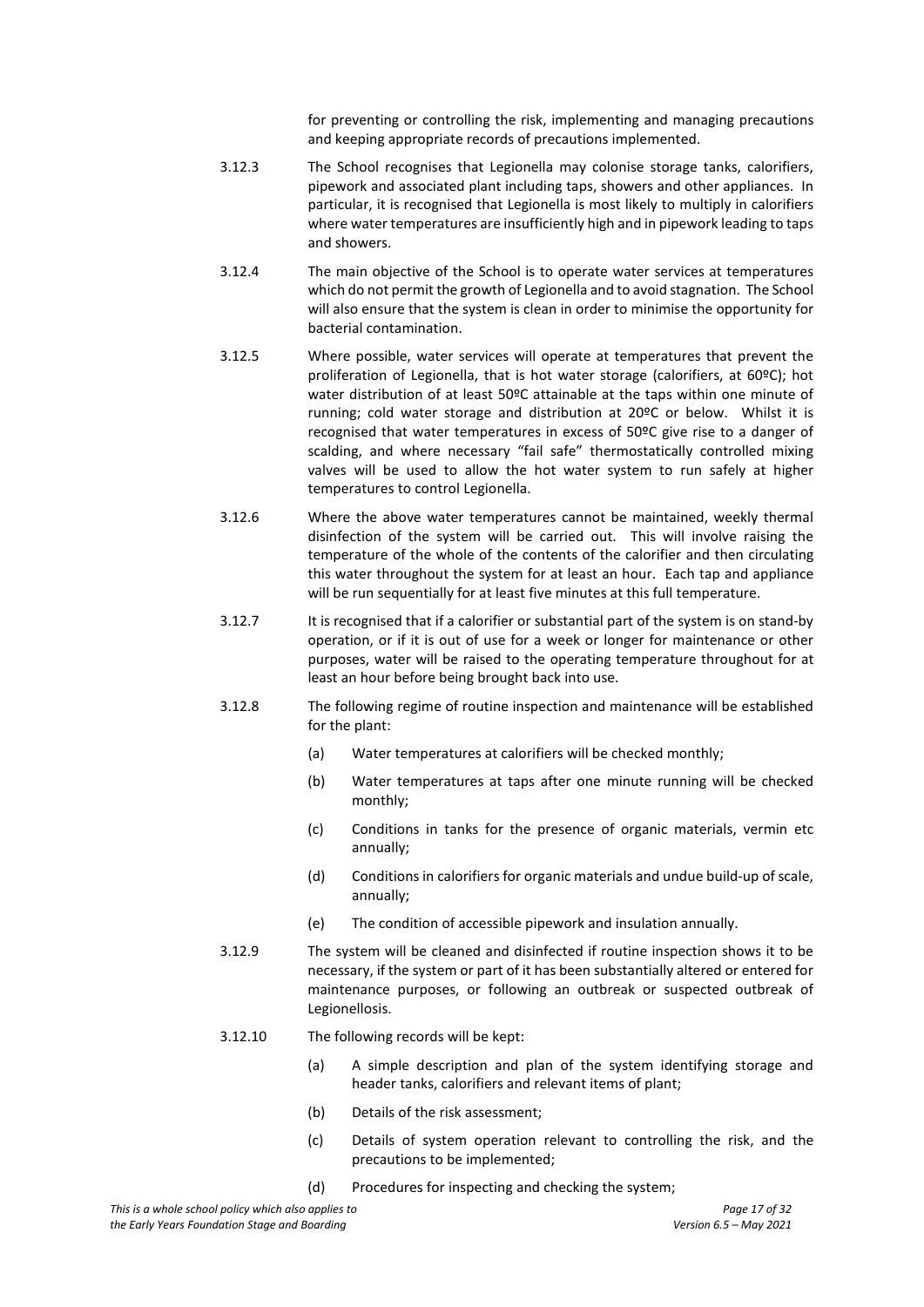for preventing or controlling the risk, implementing and managing precautions and keeping appropriate records of precautions implemented.

3.12.3 The School recognises that Legionella may colonise storage tanks, calorifiers, pipework and associated plant including taps, showers and other appliances. In particular, it is recognised that Legionella is most likely to multiply in calorifiers where water temperatures are insufficiently high and in pipework leading to taps and showers.

3.12.4 The main objective of the School is to operate water services at temperatures which do not permit the growth of Legionella and to avoid stagnation. The School will also ensure that the system is clean in order to minimise the opportunity for bacterial contamination.

3.12.5 Where possible, water services will operate at temperatures that prevent the proliferation of Legionella, that is hot water storage (calorifiers, at 60ºC); hot water distribution of at least 50ºC attainable at the taps within one minute of running; cold water storage and distribution at 20ºC or below. Whilst it is recognised that water temperatures in excess of 50ºC give rise to a danger of scalding, and where necessary "fail safe" thermostatically controlled mixing valves will be used to allow the hot water system to run safely at higher temperatures to control Legionella.

3.12.6 Where the above water temperatures cannot be maintained, weekly thermal disinfection of the system will be carried out. This will involve raising the temperature of the whole of the contents of the calorifier and then circulating this water throughout the system for at least an hour. Each tap and appliance will be run sequentially for at least five minutes at this full temperature.

3.12.7 It is recognised that if a calorifier or substantial part of the system is on stand-by operation, or if it is out of use for a week or longer for maintenance or other purposes, water will be raised to the operating temperature throughout for at least an hour before being brought back into use.

3.12.8 The following regime of routine inspection and maintenance will be established for the plant:

(a) Water temperatures at calorifiers will be checked monthly;

(b) Water temperatures at taps after one minute running will be checked monthly;

(c) Conditions in tanks for the presence of organic materials, vermin etc annually;

(d) Conditions in calorifiers for organic materials and undue build-up of scale, annually;

(e) The condition of accessible pipework and insulation annually.

3.12.9 The system will be cleaned and disinfected if routine inspection shows it to be necessary, if the system or part of it has been substantially altered or entered for maintenance purposes, or following an outbreak or suspected outbreak of Legionellosis.

3.12.10 The following records will be kept:

(a) A simple description and plan of the system identifying storage and header tanks, calorifiers and relevant items of plant;

(b) Details of the risk assessment;

(c) Details of system operation relevant to controlling the risk, and the precautions to be implemented;

(d) Procedures for inspecting and checking the system;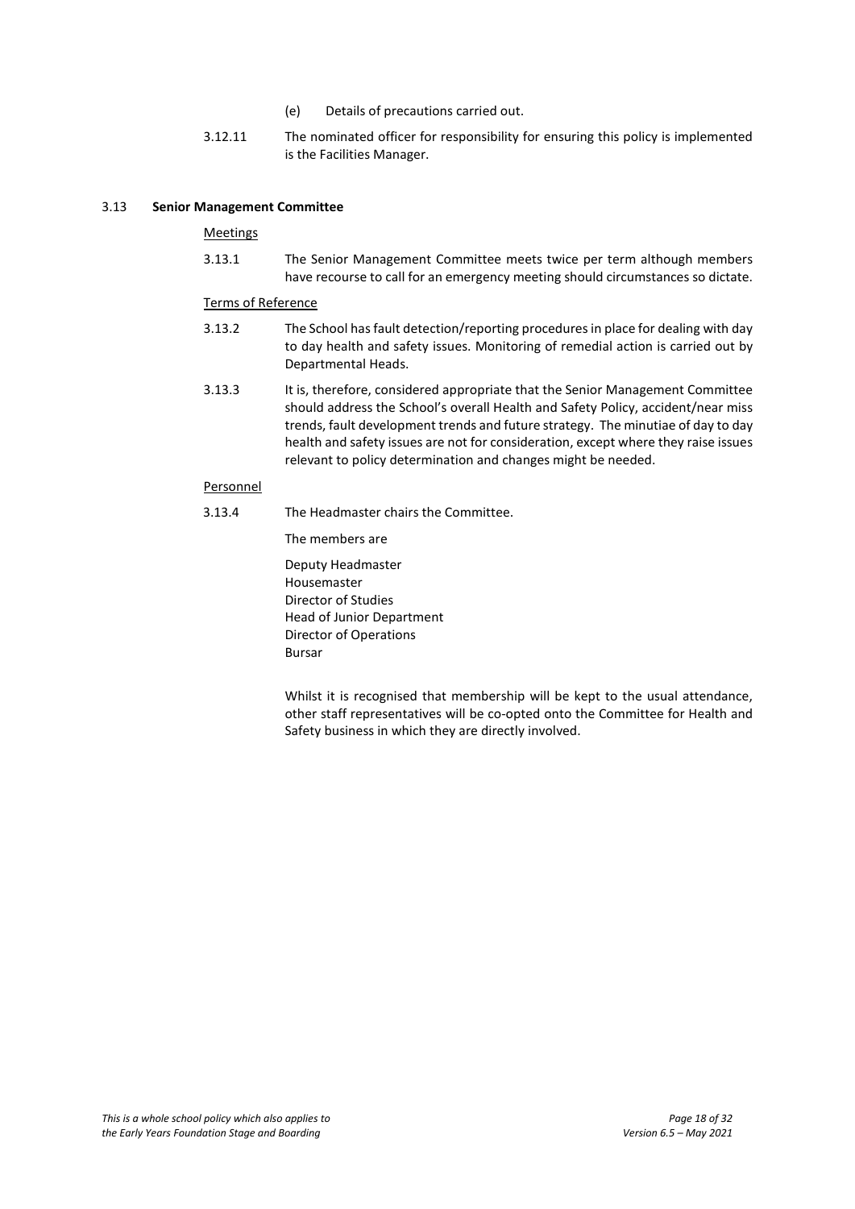(e) Details of precautions carried out.

3.12.11 The nominated officer for responsibility for ensuring this policy is implemented is the Facilities Manager.

### 3.13 Senior Management Committee

Meetings

3.13.1 The Senior Management Committee meets twice per term although members have recourse to call for an emergency meeting should circumstances so dictate.

Terms of Reference

3.13.2 The School has fault detection/reporting procedures in place for dealing with day to day health and safety issues. Monitoring of remedial action is carried out by Departmental Heads.

3.13.3 It is, therefore, considered appropriate that the Senior Management Committee should address the School's overall Health and Safety Policy, accident/near miss trends, fault development trends and future strategy. The minutiae of day to day health and safety issues are not for consideration, except where they raise issues relevant to policy determination and changes might be needed.

Personnel

3.13.4 The Headmaster chairs the Committee.

The members are

Deputy Headmaster
Housemaster
Director of Studies
Head of Junior Department
Director of Operations
Bursar

Whilst it is recognised that membership will be kept to the usual attendance, other staff representatives will be co-opted onto the Committee for Health and Safety business in which they are directly involved.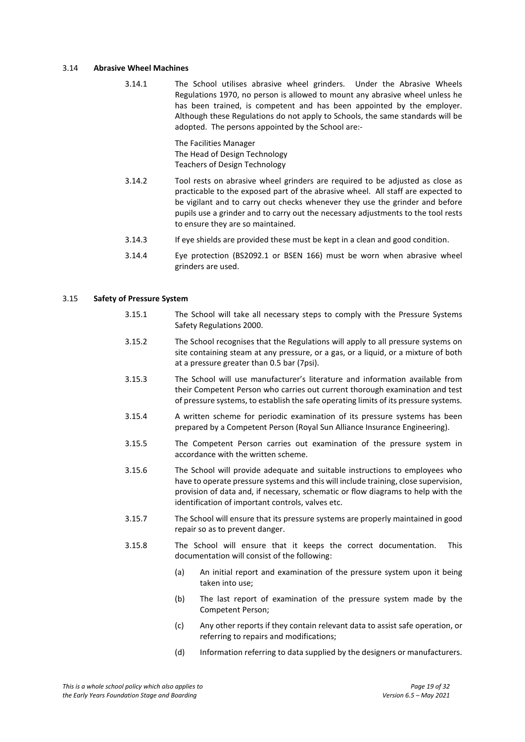### 3.14 **Abrasive Wheel Machines**

3.14.1 The School utilises abrasive wheel grinders. Under the Abrasive Wheels Regulations 1970, no person is allowed to mount any abrasive wheel unless he has been trained, is competent and has been appointed by the employer. Although these Regulations do not apply to Schools, the same standards will be adopted. The persons appointed by the School are:-

The Facilities Manager
The Head of Design Technology
Teachers of Design Technology

3.14.2 Tool rests on abrasive wheel grinders are required to be adjusted as close as practicable to the exposed part of the abrasive wheel. All staff are expected to be vigilant and to carry out checks whenever they use the grinder and before pupils use a grinder and to carry out the necessary adjustments to the tool rests to ensure they are so maintained.

3.14.3 If eye shields are provided these must be kept in a clean and good condition.

3.14.4 Eye protection (BS2092.1 or BSEN 166) must be worn when abrasive wheel grinders are used.

### 3.15 **Safety of Pressure System**

3.15.1 The School will take all necessary steps to comply with the Pressure Systems Safety Regulations 2000.

3.15.2 The School recognises that the Regulations will apply to all pressure systems on site containing steam at any pressure, or a gas, or a liquid, or a mixture of both at a pressure greater than 0.5 bar (7psi).

3.15.3 The School will use manufacturer's literature and information available from their Competent Person who carries out current thorough examination and test of pressure systems, to establish the safe operating limits of its pressure systems.

3.15.4 A written scheme for periodic examination of its pressure systems has been prepared by a Competent Person (Royal Sun Alliance Insurance Engineering).

3.15.5 The Competent Person carries out examination of the pressure system in accordance with the written scheme.

3.15.6 The School will provide adequate and suitable instructions to employees who have to operate pressure systems and this will include training, close supervision, provision of data and, if necessary, schematic or flow diagrams to help with the identification of important controls, valves etc.

3.15.7 The School will ensure that its pressure systems are properly maintained in good repair so as to prevent danger.

3.15.8 The School will ensure that it keeps the correct documentation. This documentation will consist of the following:

(a) An initial report and examination of the pressure system upon it being taken into use;

(b) The last report of examination of the pressure system made by the Competent Person;

(c) Any other reports if they contain relevant data to assist safe operation, or referring to repairs and modifications;

(d) Information referring to data supplied by the designers or manufacturers.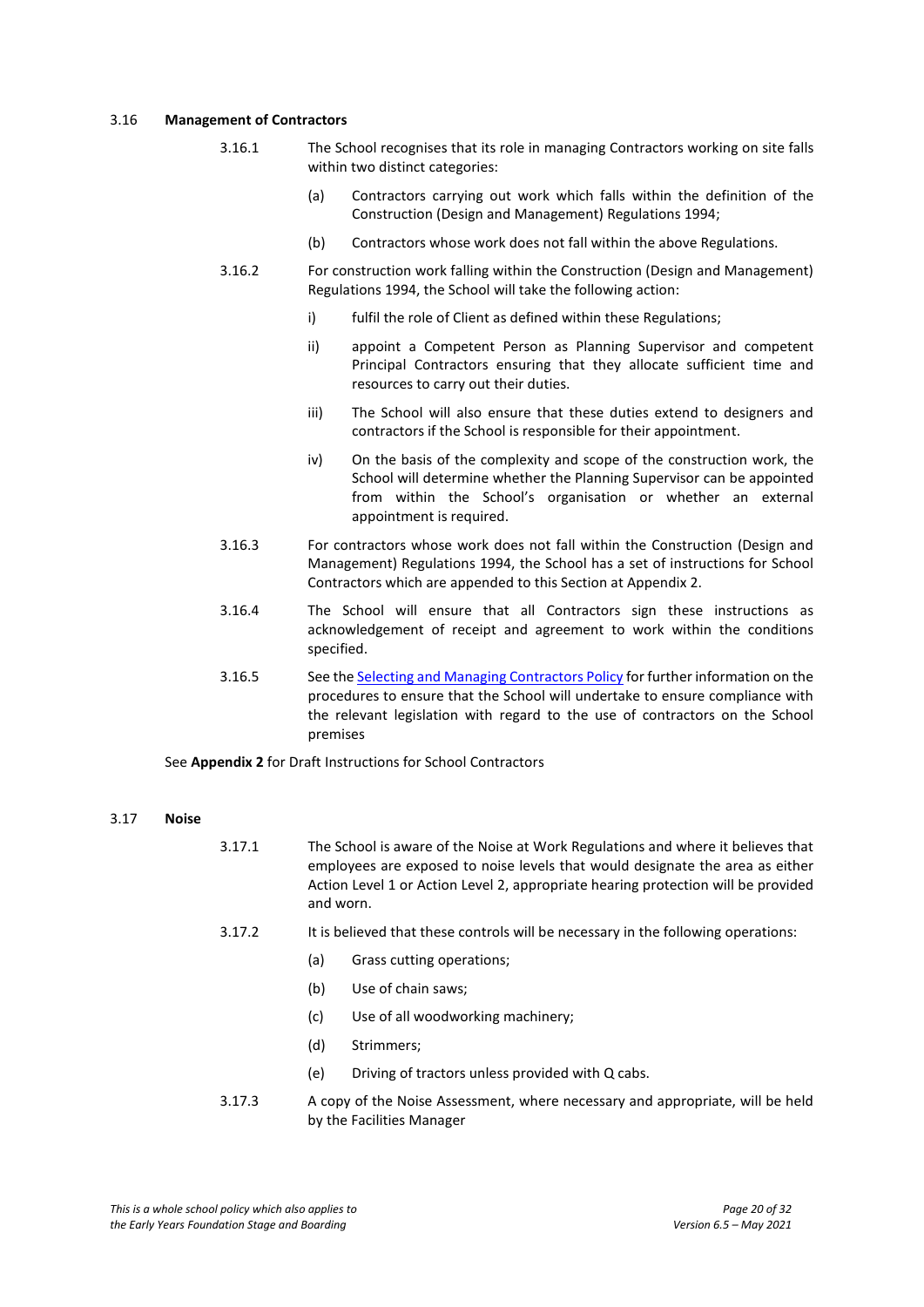### 3.16 Management of Contractors

3.16.1 The School recognises that its role in managing Contractors working on site falls within two distinct categories:

(a) Contractors carrying out work which falls within the definition of the Construction (Design and Management) Regulations 1994;

(b) Contractors whose work does not fall within the above Regulations.

3.16.2 For construction work falling within the Construction (Design and Management) Regulations 1994, the School will take the following action:

i) fulfil the role of Client as defined within these Regulations;

ii) appoint a Competent Person as Planning Supervisor and competent Principal Contractors ensuring that they allocate sufficient time and resources to carry out their duties.

iii) The School will also ensure that these duties extend to designers and contractors if the School is responsible for their appointment.

iv) On the basis of the complexity and scope of the construction work, the School will determine whether the Planning Supervisor can be appointed from within the School's organisation or whether an external appointment is required.

3.16.3 For contractors whose work does not fall within the Construction (Design and Management) Regulations 1994, the School has a set of instructions for School Contractors which are appended to this Section at Appendix 2.

3.16.4 The School will ensure that all Contractors sign these instructions as acknowledgement of receipt and agreement to work within the conditions specified.

3.16.5 See the Selecting and Managing Contractors Policy for further information on the procedures to ensure that the School will undertake to ensure compliance with the relevant legislation with regard to the use of contractors on the School premises

See **Appendix 2** for Draft Instructions for School Contractors

### 3.17 Noise

3.17.1 The School is aware of the Noise at Work Regulations and where it believes that employees are exposed to noise levels that would designate the area as either Action Level 1 or Action Level 2, appropriate hearing protection will be provided and worn.

3.17.2 It is believed that these controls will be necessary in the following operations:

(a) Grass cutting operations;

(b) Use of chain saws;

(c) Use of all woodworking machinery;

(d) Strimmers;

(e) Driving of tractors unless provided with Q cabs.

3.17.3 A copy of the Noise Assessment, where necessary and appropriate, will be held by the Facilities Manager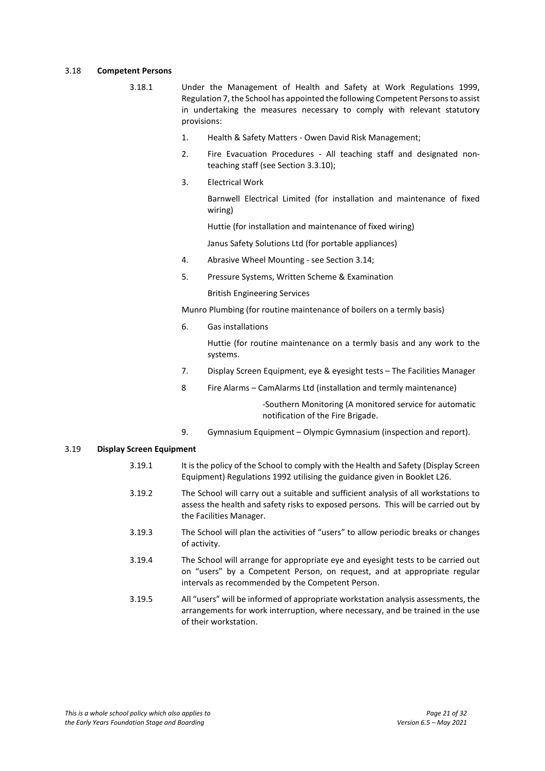### 3.18 **Competent Persons**

3.18.1 Under the Management of Health and Safety at Work Regulations 1999, Regulation 7, the School has appointed the following Competent Persons to assist in undertaking the measures necessary to comply with relevant statutory provisions:

1. Health & Safety Matters - Owen David Risk Management;
2. Fire Evacuation Procedures - All teaching staff and designated non-teaching staff (see Section 3.3.10);
3. Electrical Work

   Barnwell Electrical Limited (for installation and maintenance of fixed wiring)

   Huttie (for installation and maintenance of fixed wiring)

   Janus Safety Solutions Ltd (for portable appliances)
4. Abrasive Wheel Mounting - see Section 3.14;
5. Pressure Systems, Written Scheme & Examination

   British Engineering Services

Munro Plumbing (for routine maintenance of boilers on a termly basis)

6. Gas installations

   Huttie (for routine maintenance on a termly basis and any work to the systems.
7. Display Screen Equipment, eye & eyesight tests – The Facilities Manager
8. Fire Alarms – CamAlarms Ltd (installation and termly maintenance)

   -Southern Monitoring (A monitored service for automatic notification of the Fire Brigade.
9. Gymnasium Equipment – Olympic Gymnasium (inspection and report).

### 3.19 **Display Screen Equipment**

3.19.1 It is the policy of the School to comply with the Health and Safety (Display Screen Equipment) Regulations 1992 utilising the guidance given in Booklet L26.

3.19.2 The School will carry out a suitable and sufficient analysis of all workstations to assess the health and safety risks to exposed persons. This will be carried out by the Facilities Manager.

3.19.3 The School will plan the activities of "users" to allow periodic breaks or changes of activity.

3.19.4 The School will arrange for appropriate eye and eyesight tests to be carried out on "users" by a Competent Person, on request, and at appropriate regular intervals as recommended by the Competent Person.

3.19.5 All "users" will be informed of appropriate workstation analysis assessments, the arrangements for work interruption, where necessary, and be trained in the use of their workstation.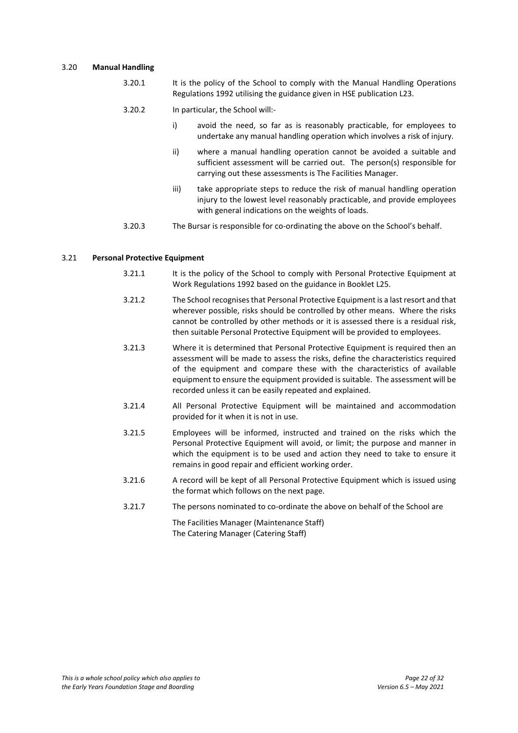### 3.20 **Manual Handling**

3.20.1 It is the policy of the School to comply with the Manual Handling Operations Regulations 1992 utilising the guidance given in HSE publication L23.

3.20.2 In particular, the School will:-

i) avoid the need, so far as is reasonably practicable, for employees to undertake any manual handling operation which involves a risk of injury.

ii) where a manual handling operation cannot be avoided a suitable and sufficient assessment will be carried out. The person(s) responsible for carrying out these assessments is The Facilities Manager.

iii) take appropriate steps to reduce the risk of manual handling operation injury to the lowest level reasonably practicable, and provide employees with general indications on the weights of loads.

3.20.3 The Bursar is responsible for co-ordinating the above on the School's behalf.

### 3.21 **Personal Protective Equipment**

3.21.1 It is the policy of the School to comply with Personal Protective Equipment at Work Regulations 1992 based on the guidance in Booklet L25.

3.21.2 The School recognises that Personal Protective Equipment is a last resort and that wherever possible, risks should be controlled by other means. Where the risks cannot be controlled by other methods or it is assessed there is a residual risk, then suitable Personal Protective Equipment will be provided to employees.

3.21.3 Where it is determined that Personal Protective Equipment is required then an assessment will be made to assess the risks, define the characteristics required of the equipment and compare these with the characteristics of available equipment to ensure the equipment provided is suitable. The assessment will be recorded unless it can be easily repeated and explained.

3.21.4 All Personal Protective Equipment will be maintained and accommodation provided for it when it is not in use.

3.21.5 Employees will be informed, instructed and trained on the risks which the Personal Protective Equipment will avoid, or limit; the purpose and manner in which the equipment is to be used and action they need to take to ensure it remains in good repair and efficient working order.

3.21.6 A record will be kept of all Personal Protective Equipment which is issued using the format which follows on the next page.

3.21.7 The persons nominated to co-ordinate the above on behalf of the School are

The Facilities Manager (Maintenance Staff)
The Catering Manager (Catering Staff)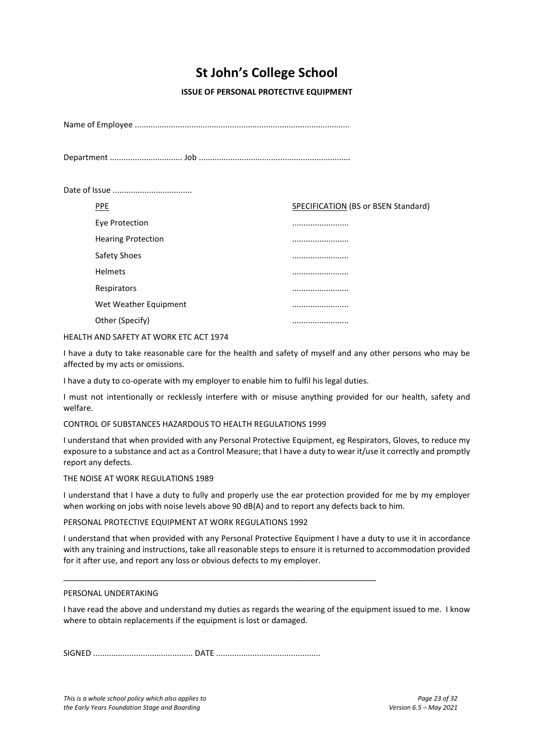# St John's College School

**ISSUE OF PERSONAL PROTECTIVE EQUIPMENT**

Name of Employee ..............................................................................................

Department ................................ Job ..................................................................

Date of Issue ...................................

| PPE | SPECIFICATION (BS or BSEN Standard) |
|---|---|
| Eye Protection | ......................... |
| Hearing Protection | ......................... |
| Safety Shoes | ......................... |
| Helmets | ......................... |
| Respirators | ......................... |
| Wet Weather Equipment | ......................... |
| Other (Specify) | ......................... |

HEALTH AND SAFETY AT WORK ETC ACT 1974

I have a duty to take reasonable care for the health and safety of myself and any other persons who may be affected by my acts or omissions.

I have a duty to co-operate with my employer to enable him to fulfil his legal duties.

I must not intentionally or recklessly interfere with or misuse anything provided for our health, safety and welfare.

CONTROL OF SUBSTANCES HAZARDOUS TO HEALTH REGULATIONS 1999

I understand that when provided with any Personal Protective Equipment, eg Respirators, Gloves, to reduce my exposure to a substance and act as a Control Measure; that I have a duty to wear it/use it correctly and promptly report any defects.

THE NOISE AT WORK REGULATIONS 1989

I understand that I have a duty to fully and properly use the ear protection provided for me by my employer when working on jobs with noise levels above 90 dB(A) and to report any defects back to him.

PERSONAL PROTECTIVE EQUIPMENT AT WORK REGULATIONS 1992

I understand that when provided with any Personal Protective Equipment I have a duty to use it in accordance with any training and instructions, take all reasonable steps to ensure it is returned to accommodation provided for it after use, and report any loss or obvious defects to my employer.

---

PERSONAL UNDERTAKING

I have read the above and understand my duties as regards the wearing of the equipment issued to me. I know where to obtain replacements if the equipment is lost or damaged.

SIGNED ............................................ DATE ..............................................

*This is a whole school policy which also applies to the Early Years Foundation Stage and Boarding*

*Version 6.5 – May 2021*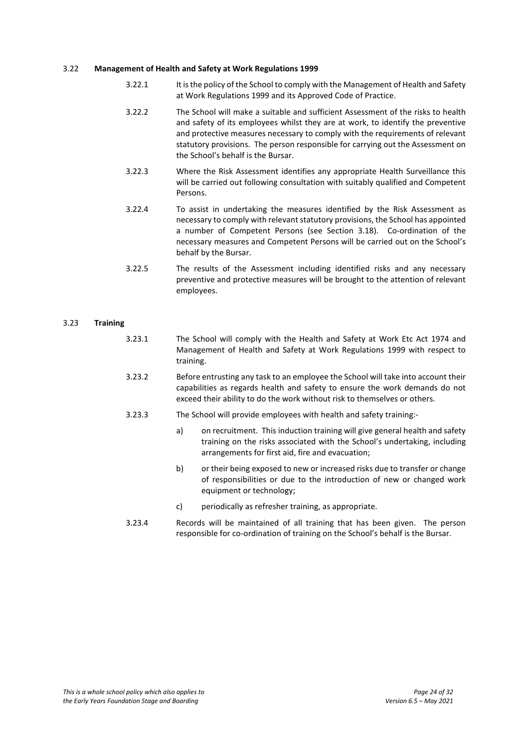### 3.22 Management of Health and Safety at Work Regulations 1999

3.22.1 It is the policy of the School to comply with the Management of Health and Safety at Work Regulations 1999 and its Approved Code of Practice.

3.22.2 The School will make a suitable and sufficient Assessment of the risks to health and safety of its employees whilst they are at work, to identify the preventive and protective measures necessary to comply with the requirements of relevant statutory provisions. The person responsible for carrying out the Assessment on the School's behalf is the Bursar.

3.22.3 Where the Risk Assessment identifies any appropriate Health Surveillance this will be carried out following consultation with suitably qualified and Competent Persons.

3.22.4 To assist in undertaking the measures identified by the Risk Assessment as necessary to comply with relevant statutory provisions, the School has appointed a number of Competent Persons (see Section 3.18). Co-ordination of the necessary measures and Competent Persons will be carried out on the School's behalf by the Bursar.

3.22.5 The results of the Assessment including identified risks and any necessary preventive and protective measures will be brought to the attention of relevant employees.

### 3.23 Training

3.23.1 The School will comply with the Health and Safety at Work Etc Act 1974 and Management of Health and Safety at Work Regulations 1999 with respect to training.

3.23.2 Before entrusting any task to an employee the School will take into account their capabilities as regards health and safety to ensure the work demands do not exceed their ability to do the work without risk to themselves or others.

3.23.3 The School will provide employees with health and safety training:-

a) on recruitment. This induction training will give general health and safety training on the risks associated with the School's undertaking, including arrangements for first aid, fire and evacuation;

b) or their being exposed to new or increased risks due to transfer or change of responsibilities or due to the introduction of new or changed work equipment or technology;

c) periodically as refresher training, as appropriate.

3.23.4 Records will be maintained of all training that has been given. The person responsible for co-ordination of training on the School's behalf is the Bursar.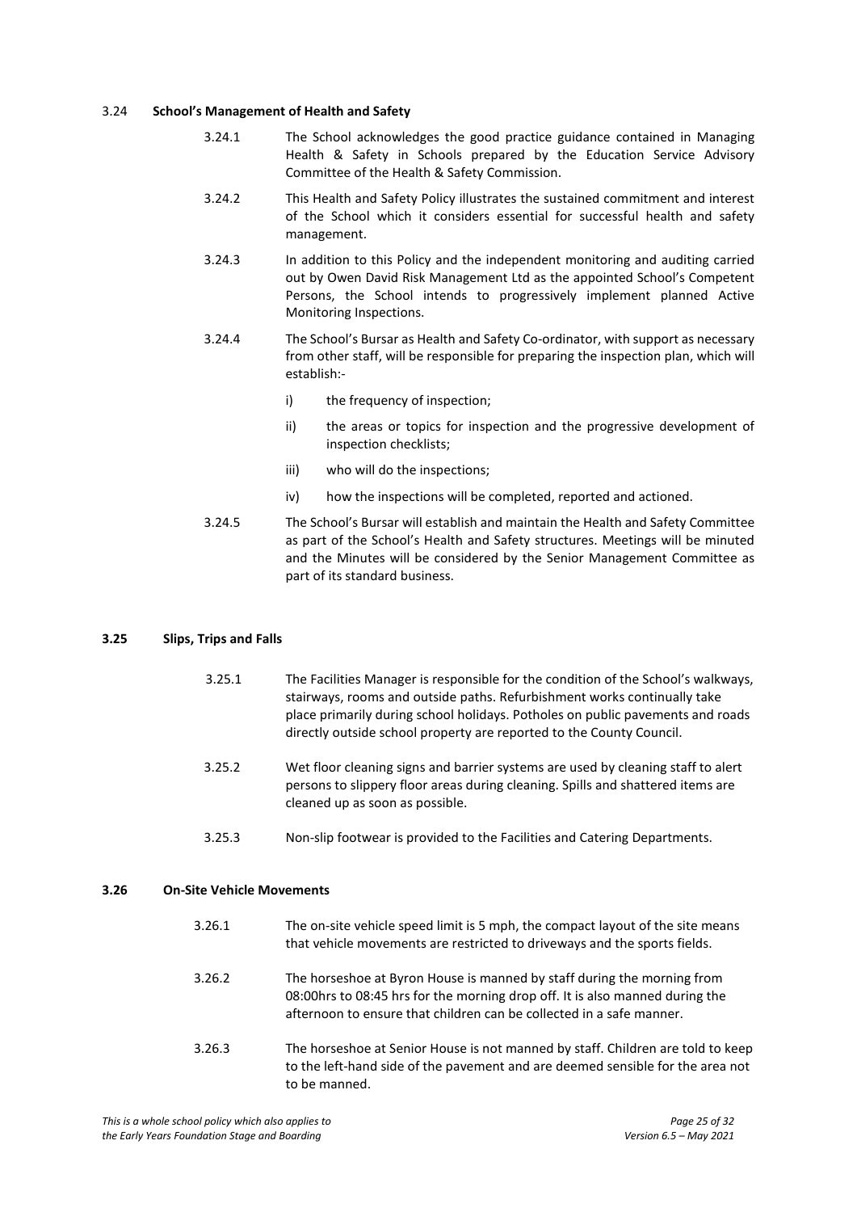### 3.24 School's Management of Health and Safety

3.24.1 The School acknowledges the good practice guidance contained in Managing Health & Safety in Schools prepared by the Education Service Advisory Committee of the Health & Safety Commission.

3.24.2 This Health and Safety Policy illustrates the sustained commitment and interest of the School which it considers essential for successful health and safety management.

3.24.3 In addition to this Policy and the independent monitoring and auditing carried out by Owen David Risk Management Ltd as the appointed School's Competent Persons, the School intends to progressively implement planned Active Monitoring Inspections.

3.24.4 The School's Bursar as Health and Safety Co-ordinator, with support as necessary from other staff, will be responsible for preparing the inspection plan, which will establish:-

- i) the frequency of inspection;
- ii) the areas or topics for inspection and the progressive development of inspection checklists;
- iii) who will do the inspections;
- iv) how the inspections will be completed, reported and actioned.

3.24.5 The School's Bursar will establish and maintain the Health and Safety Committee as part of the School's Health and Safety structures. Meetings will be minuted and the Minutes will be considered by the Senior Management Committee as part of its standard business.

### 3.25 Slips, Trips and Falls

3.25.1 The Facilities Manager is responsible for the condition of the School's walkways, stairways, rooms and outside paths. Refurbishment works continually take place primarily during school holidays. Potholes on public pavements and roads directly outside school property are reported to the County Council.

3.25.2 Wet floor cleaning signs and barrier systems are used by cleaning staff to alert persons to slippery floor areas during cleaning. Spills and shattered items are cleaned up as soon as possible.

3.25.3 Non-slip footwear is provided to the Facilities and Catering Departments.

### 3.26 On-Site Vehicle Movements

3.26.1 The on-site vehicle speed limit is 5 mph, the compact layout of the site means that vehicle movements are restricted to driveways and the sports fields.

3.26.2 The horseshoe at Byron House is manned by staff during the morning from 08:00hrs to 08:45 hrs for the morning drop off. It is also manned during the afternoon to ensure that children can be collected in a safe manner.

3.26.3 The horseshoe at Senior House is not manned by staff. Children are told to keep to the left-hand side of the pavement and are deemed sensible for the area not to be manned.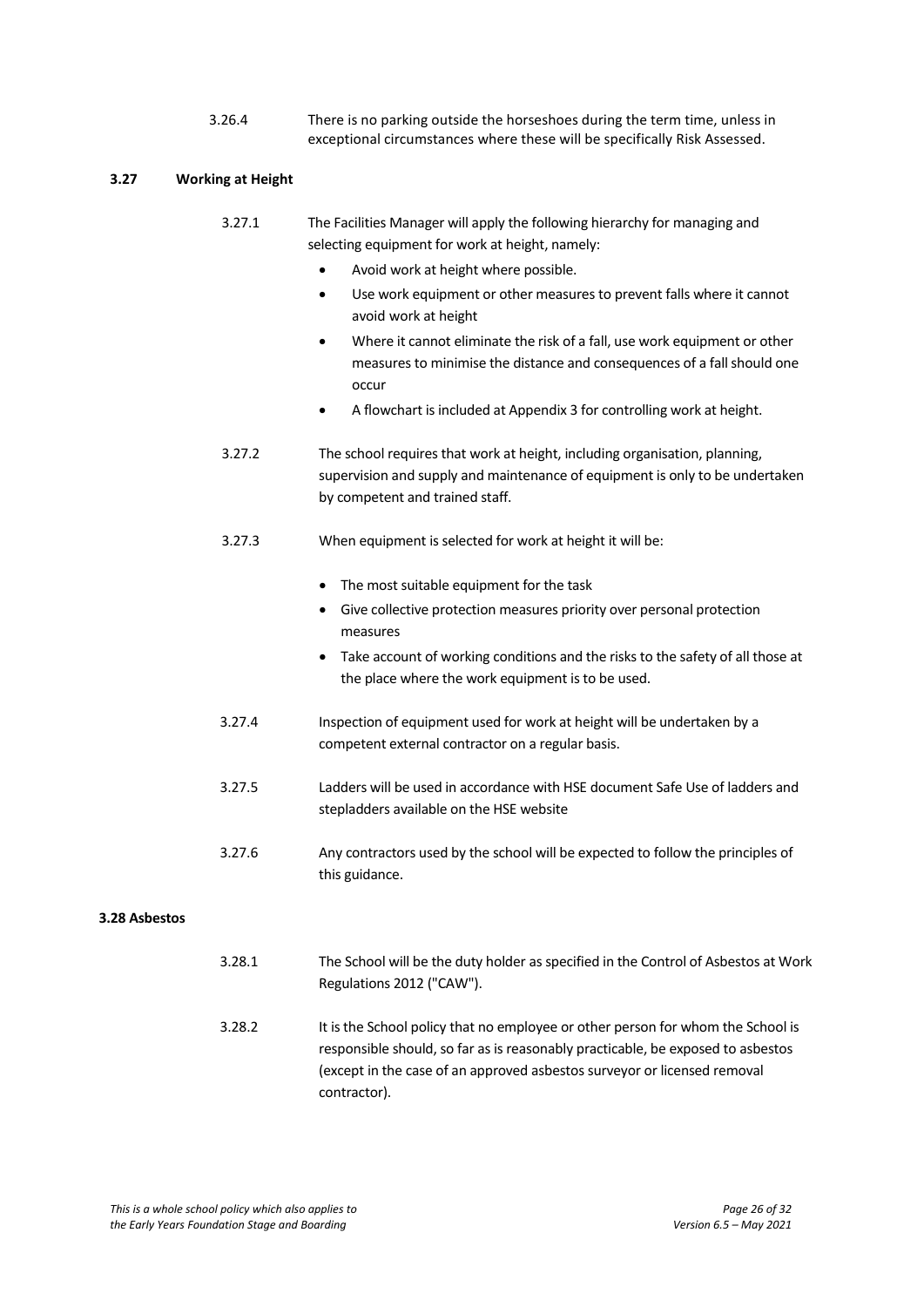3.26.4 There is no parking outside the horseshoes during the term time, unless in exceptional circumstances where these will be specifically Risk Assessed.

### 3.27 Working at Height

3.27.1 The Facilities Manager will apply the following hierarchy for managing and selecting equipment for work at height, namely:

- Avoid work at height where possible.
- Use work equipment or other measures to prevent falls where it cannot avoid work at height
- Where it cannot eliminate the risk of a fall, use work equipment or other measures to minimise the distance and consequences of a fall should one occur
- A flowchart is included at Appendix 3 for controlling work at height.

3.27.2 The school requires that work at height, including organisation, planning, supervision and supply and maintenance of equipment is only to be undertaken by competent and trained staff.

3.27.3 When equipment is selected for work at height it will be:

- The most suitable equipment for the task
- Give collective protection measures priority over personal protection measures
- Take account of working conditions and the risks to the safety of all those at the place where the work equipment is to be used.

3.27.4 Inspection of equipment used for work at height will be undertaken by a competent external contractor on a regular basis.

3.27.5 Ladders will be used in accordance with HSE document Safe Use of ladders and stepladders available on the HSE website

3.27.6 Any contractors used by the school will be expected to follow the principles of this guidance.

### 3.28 Asbestos

3.28.1 The School will be the duty holder as specified in the Control of Asbestos at Work Regulations 2012 ("CAW").

3.28.2 It is the School policy that no employee or other person for whom the School is responsible should, so far as is reasonably practicable, be exposed to asbestos (except in the case of an approved asbestos surveyor or licensed removal contractor).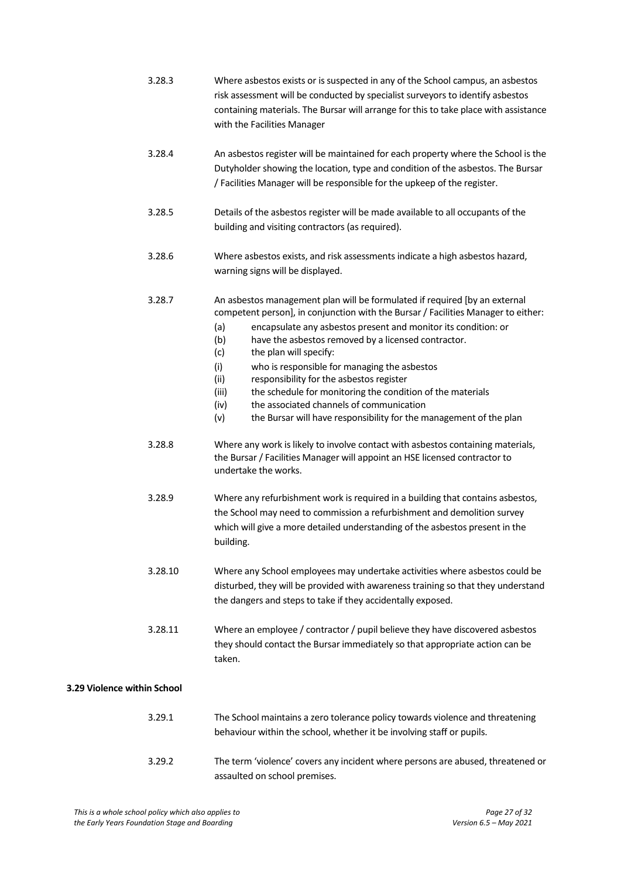3.28.3 Where asbestos exists or is suspected in any of the School campus, an asbestos risk assessment will be conducted by specialist surveyors to identify asbestos containing materials. The Bursar will arrange for this to take place with assistance with the Facilities Manager

3.28.4 An asbestos register will be maintained for each property where the School is the Dutyholder showing the location, type and condition of the asbestos. The Bursar / Facilities Manager will be responsible for the upkeep of the register.

3.28.5 Details of the asbestos register will be made available to all occupants of the building and visiting contractors (as required).

3.28.6 Where asbestos exists, and risk assessments indicate a high asbestos hazard, warning signs will be displayed.

3.28.7 An asbestos management plan will be formulated if required [by an external competent person], in conjunction with the Bursar / Facilities Manager to either:

- (a) encapsulate any asbestos present and monitor its condition: or
- (b) have the asbestos removed by a licensed contractor.
- (c) the plan will specify:
- (i) who is responsible for managing the asbestos
- (ii) responsibility for the asbestos register
- (iii) the schedule for monitoring the condition of the materials
- (iv) the associated channels of communication
- (v) the Bursar will have responsibility for the management of the plan

3.28.8 Where any work is likely to involve contact with asbestos containing materials, the Bursar / Facilities Manager will appoint an HSE licensed contractor to undertake the works.

3.28.9 Where any refurbishment work is required in a building that contains asbestos, the School may need to commission a refurbishment and demolition survey which will give a more detailed understanding of the asbestos present in the building.

3.28.10 Where any School employees may undertake activities where asbestos could be disturbed, they will be provided with awareness training so that they understand the dangers and steps to take if they accidentally exposed.

3.28.11 Where an employee / contractor / pupil believe they have discovered asbestos they should contact the Bursar immediately so that appropriate action can be taken.

### 3.29 Violence within School

3.29.1 The School maintains a zero tolerance policy towards violence and threatening behaviour within the school, whether it be involving staff or pupils.

3.29.2 The term 'violence' covers any incident where persons are abused, threatened or assaulted on school premises.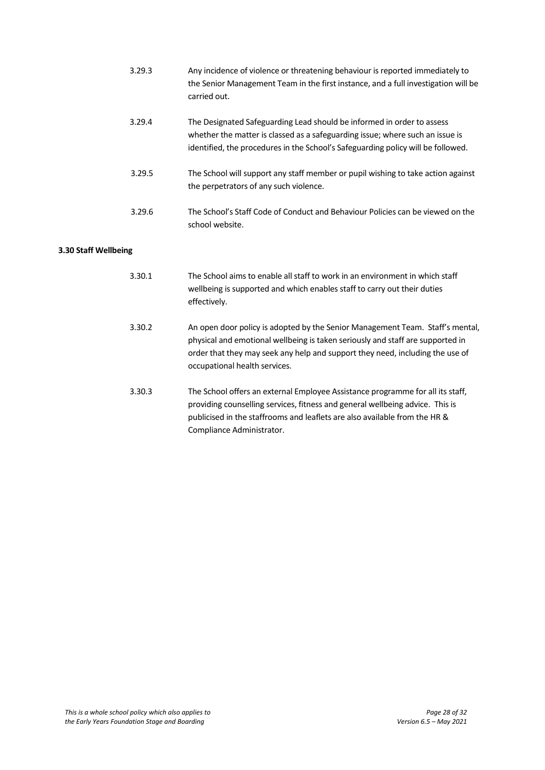3.29.3 Any incidence of violence or threatening behaviour is reported immediately to the Senior Management Team in the first instance, and a full investigation will be carried out.

3.29.4 The Designated Safeguarding Lead should be informed in order to assess whether the matter is classed as a safeguarding issue; where such an issue is identified, the procedures in the School's Safeguarding policy will be followed.

3.29.5 The School will support any staff member or pupil wishing to take action against the perpetrators of any such violence.

3.29.6 The School's Staff Code of Conduct and Behaviour Policies can be viewed on the school website.

**3.30 Staff Wellbeing**

3.30.1 The School aims to enable all staff to work in an environment in which staff wellbeing is supported and which enables staff to carry out their duties effectively.

3.30.2 An open door policy is adopted by the Senior Management Team. Staff's mental, physical and emotional wellbeing is taken seriously and staff are supported in order that they may seek any help and support they need, including the use of occupational health services.

3.30.3 The School offers an external Employee Assistance programme for all its staff, providing counselling services, fitness and general wellbeing advice. This is publicised in the staffrooms and leaflets are also available from the HR & Compliance Administrator.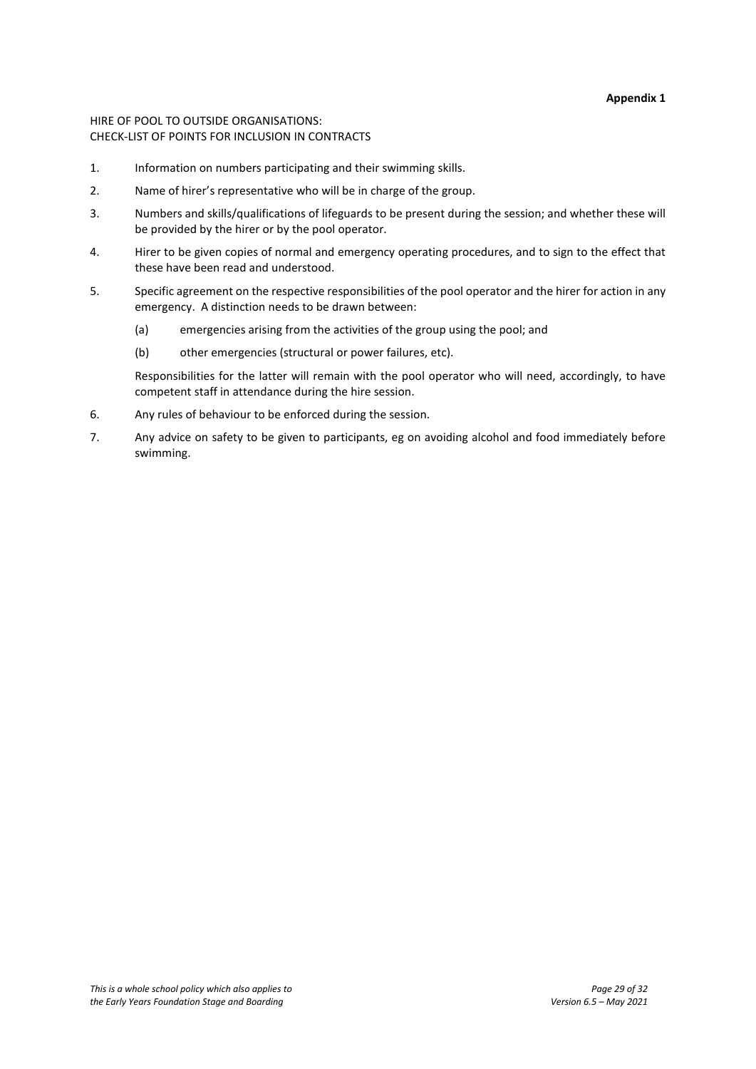**Appendix 1**

HIRE OF POOL TO OUTSIDE ORGANISATIONS:
CHECK-LIST OF POINTS FOR INCLUSION IN CONTRACTS

1. Information on numbers participating and their swimming skills.
2. Name of hirer's representative who will be in charge of the group.
3. Numbers and skills/qualifications of lifeguards to be present during the session; and whether these will be provided by the hirer or by the pool operator.
4. Hirer to be given copies of normal and emergency operating procedures, and to sign to the effect that these have been read and understood.
5. Specific agreement on the respective responsibilities of the pool operator and the hirer for action in any emergency. A distinction needs to be drawn between:

   (a) emergencies arising from the activities of the group using the pool; and

   (b) other emergencies (structural or power failures, etc).

   Responsibilities for the latter will remain with the pool operator who will need, accordingly, to have competent staff in attendance during the hire session.

6. Any rules of behaviour to be enforced during the session.
7. Any advice on safety to be given to participants, eg on avoiding alcohol and food immediately before swimming.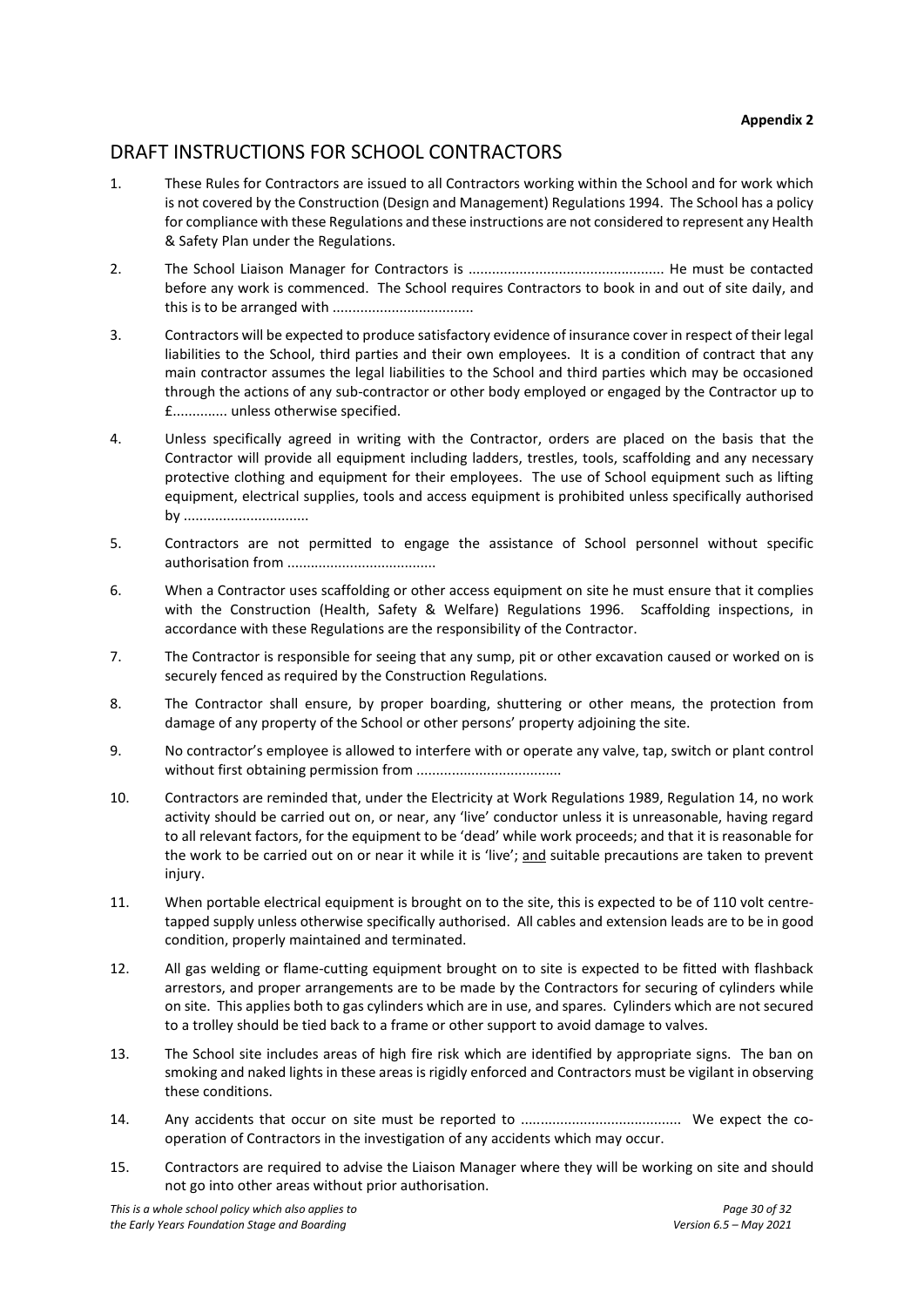**Appendix 2**

## DRAFT INSTRUCTIONS FOR SCHOOL CONTRACTORS

1. These Rules for Contractors are issued to all Contractors working within the School and for work which is not covered by the Construction (Design and Management) Regulations 1994. The School has a policy for compliance with these Regulations and these instructions are not considered to represent any Health & Safety Plan under the Regulations.

2. The School Liaison Manager for Contractors is ................................................. He must be contacted before any work is commenced. The School requires Contractors to book in and out of site daily, and this is to be arranged with ...................................

3. Contractors will be expected to produce satisfactory evidence of insurance cover in respect of their legal liabilities to the School, third parties and their own employees. It is a condition of contract that any main contractor assumes the legal liabilities to the School and third parties which may be occasioned through the actions of any sub-contractor or other body employed or engaged by the Contractor up to £............. unless otherwise specified.

4. Unless specifically agreed in writing with the Contractor, orders are placed on the basis that the Contractor will provide all equipment including ladders, trestles, tools, scaffolding and any necessary protective clothing and equipment for their employees. The use of School equipment such as lifting equipment, electrical supplies, tools and access equipment is prohibited unless specifically authorised by ...............................

5. Contractors are not permitted to engage the assistance of School personnel without specific authorisation from .....................................

6. When a Contractor uses scaffolding or other access equipment on site he must ensure that it complies with the Construction (Health, Safety & Welfare) Regulations 1996. Scaffolding inspections, in accordance with these Regulations are the responsibility of the Contractor.

7. The Contractor is responsible for seeing that any sump, pit or other excavation caused or worked on is securely fenced as required by the Construction Regulations.

8. The Contractor shall ensure, by proper boarding, shuttering or other means, the protection from damage of any property of the School or other persons' property adjoining the site.

9. No contractor's employee is allowed to interfere with or operate any valve, tap, switch or plant control without first obtaining permission from ....................................

10. Contractors are reminded that, under the Electricity at Work Regulations 1989, Regulation 14, no work activity should be carried out on, or near, any 'live' conductor unless it is unreasonable, having regard to all relevant factors, for the equipment to be 'dead' while work proceeds; and that it is reasonable for the work to be carried out on or near it while it is 'live'; <u>and</u> suitable precautions are taken to prevent injury.

11. When portable electrical equipment is brought on to the site, this is expected to be of 110 volt centre-tapped supply unless otherwise specifically authorised. All cables and extension leads are to be in good condition, properly maintained and terminated.

12. All gas welding or flame-cutting equipment brought on to site is expected to be fitted with flashback arrestors, and proper arrangements are to be made by the Contractors for securing of cylinders while on site. This applies both to gas cylinders which are in use, and spares. Cylinders which are not secured to a trolley should be tied back to a frame or other support to avoid damage to valves.

13. The School site includes areas of high fire risk which are identified by appropriate signs. The ban on smoking and naked lights in these areas is rigidly enforced and Contractors must be vigilant in observing these conditions.

14. Any accidents that occur on site must be reported to ......................................... We expect the co-operation of Contractors in the investigation of any accidents which may occur.

15. Contractors are required to advise the Liaison Manager where they will be working on site and should not go into other areas without prior authorisation.

*This is a whole school policy which also applies to the Early Years Foundation Stage and Boarding*

*Version 6.5 – May 2021*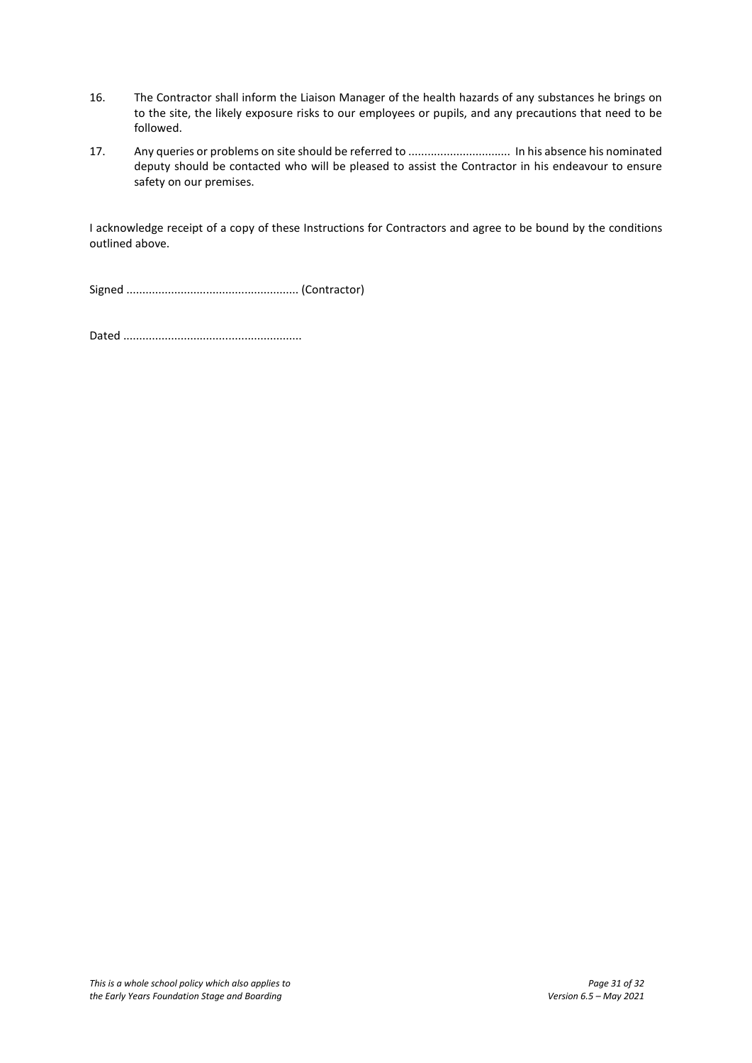16. The Contractor shall inform the Liaison Manager of the health hazards of any substances he brings on to the site, the likely exposure risks to our employees or pupils, and any precautions that need to be followed.

17. Any queries or problems on site should be referred to ................................ In his absence his nominated deputy should be contacted who will be pleased to assist the Contractor in his endeavour to ensure safety on our premises.

I acknowledge receipt of a copy of these Instructions for Contractors and agree to be bound by the conditions outlined above.

Signed ..................................................... (Contractor)

Dated .......................................................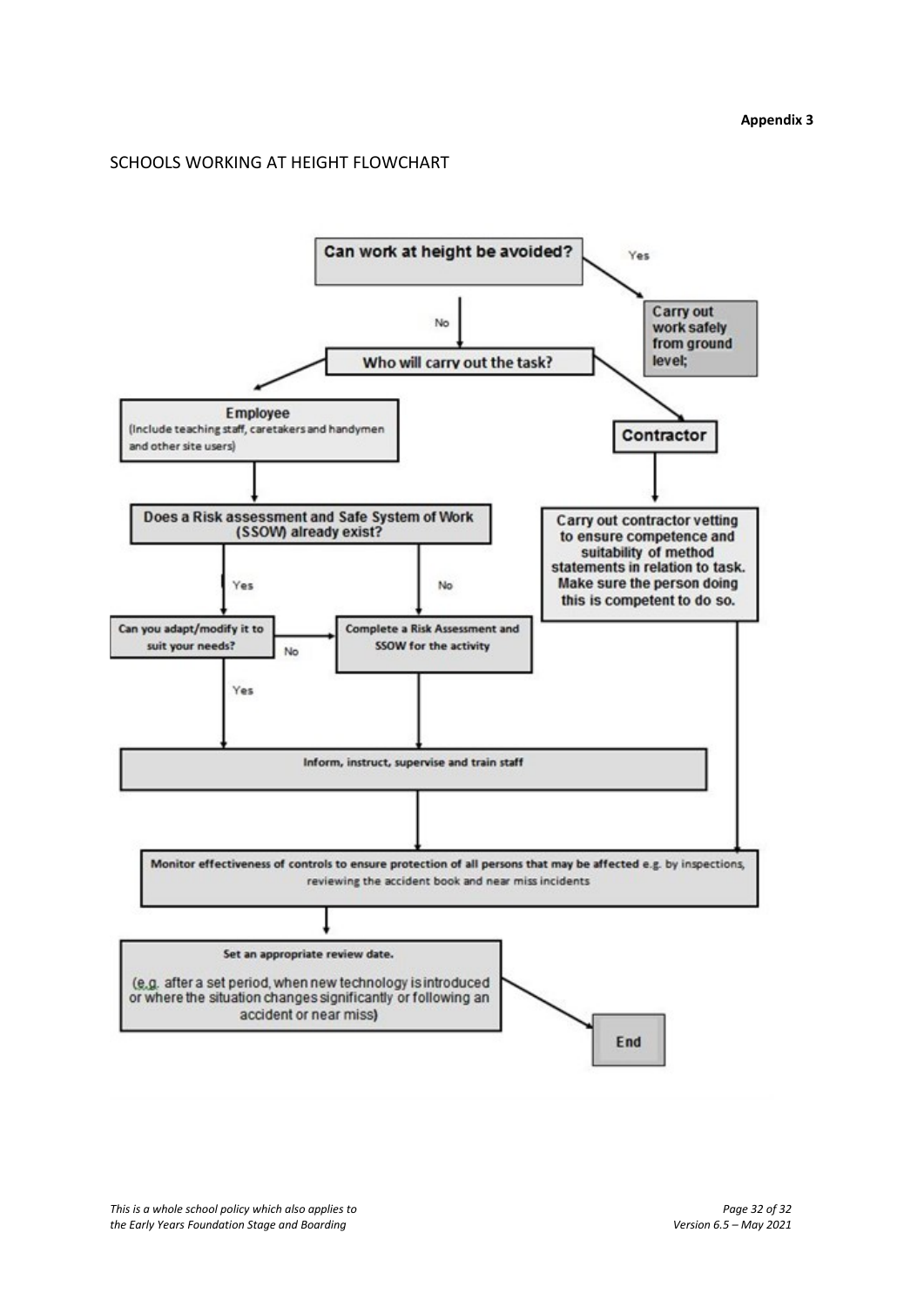**Appendix 3**

SCHOOLS WORKING AT HEIGHT FLOWCHART

Can work at height be avoided?

Yes

Carry out work safely from ground level;

No

Who will carry out the task?

Employee
(Include teaching staff, caretakers and handymen and other site users)

Contractor

Does a Risk assessment and Safe System of Work (SSOW) already exist?

Carry out contractor vetting to ensure competence and suitability of method statements in relation to task. Make sure the person doing this is competent to do so.

Yes

No

Can you adapt/modify it to suit your needs?

No

Complete a Risk Assessment and SSOW for the activity

Yes

Inform, instruct, supervise and train staff

Monitor effectiveness of controls to ensure protection of all persons that may be affected e.g. by inspections, reviewing the accident book and near miss incidents

Set an appropriate review date.

(e.g. after a set period, when new technology is introduced or where the situation changes significantly or following an accident or near miss)

End

*This is a whole school policy which also applies to the Early Years Foundation Stage and Boarding*

*Version 6.5 – May 2021*